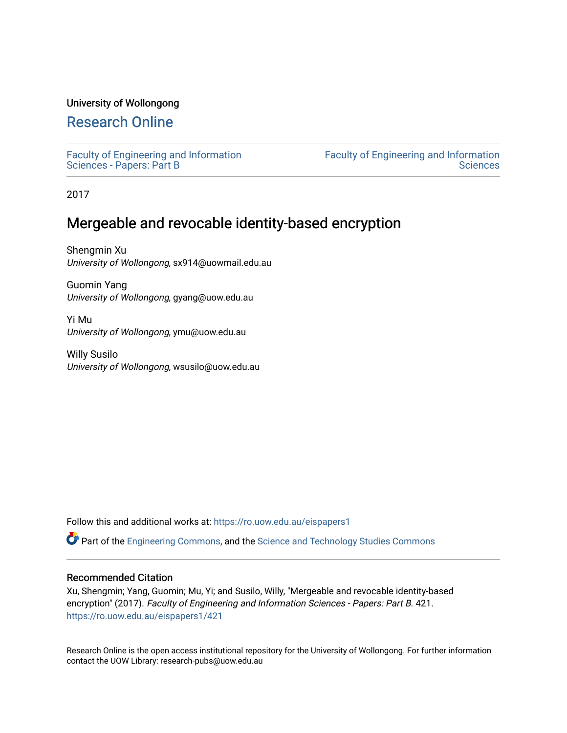University of Wollongong

# Research Online

Faculty of Engineering and Information Sciences - Papers: Part B

Faculty of Engineering and Information Sciences

2017

# Mergeable and revocable identity-based encryption

Shengmin Xu
*University of Wollongong*, sx914@uowmail.edu.au

Guomin Yang
*University of Wollongong*, gyang@uow.edu.au

Yi Mu
*University of Wollongong*, ymu@uow.edu.au

Willy Susilo
*University of Wollongong*, wsusilo@uow.edu.au

Follow this and additional works at: https://ro.uow.edu.au/eispapers1

Part of the Engineering Commons, and the Science and Technology Studies Commons

## Recommended Citation

Xu, Shengmin; Yang, Guomin; Mu, Yi; and Susilo, Willy, "Mergeable and revocable identity-based encryption" (2017). *Faculty of Engineering and Information Sciences - Papers: Part B*. 421.
https://ro.uow.edu.au/eispapers1/421

Research Online is the open access institutional repository for the University of Wollongong. For further information contact the UOW Library: research-pubs@uow.edu.au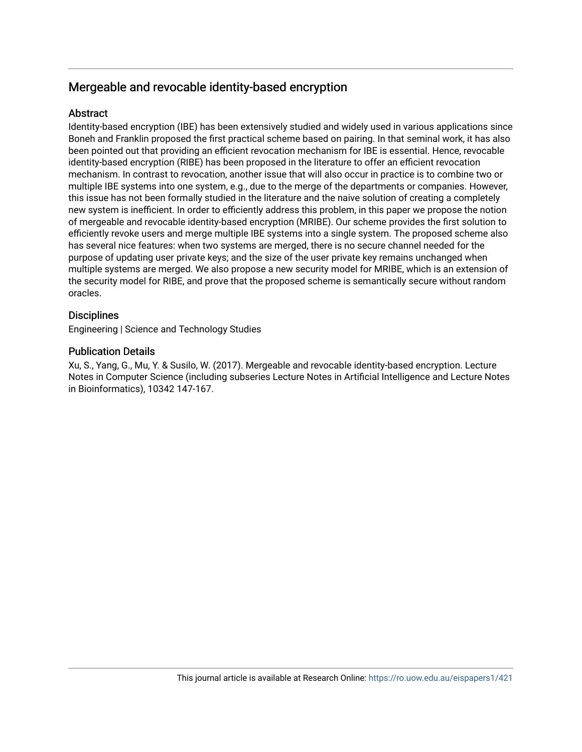## Mergeable and revocable identity-based encryption

### Abstract

Identity-based encryption (IBE) has been extensively studied and widely used in various applications since Boneh and Franklin proposed the first practical scheme based on pairing. In that seminal work, it has also been pointed out that providing an efficient revocation mechanism for IBE is essential. Hence, revocable identity-based encryption (RIBE) has been proposed in the literature to offer an efficient revocation mechanism. In contrast to revocation, another issue that will also occur in practice is to combine two or multiple IBE systems into one system, e.g., due to the merge of the departments or companies. However, this issue has not been formally studied in the literature and the naive solution of creating a completely new system is inefficient. In order to efficiently address this problem, in this paper we propose the notion of mergeable and revocable identity-based encryption (MRIBE). Our scheme provides the first solution to efficiently revoke users and merge multiple IBE systems into a single system. The proposed scheme also has several nice features: when two systems are merged, there is no secure channel needed for the purpose of updating user private keys; and the size of the user private key remains unchanged when multiple systems are merged. We also propose a new security model for MRIBE, which is an extension of the security model for RIBE, and prove that the proposed scheme is semantically secure without random oracles.

### Disciplines

Engineering | Science and Technology Studies

### Publication Details

Xu, S., Yang, G., Mu, Y. & Susilo, W. (2017). Mergeable and revocable identity-based encryption. Lecture Notes in Computer Science (including subseries Lecture Notes in Artificial Intelligence and Lecture Notes in Bioinformatics), 10342 147-167.

This journal article is available at Research Online: https://ro.uow.edu.au/eispapers1/421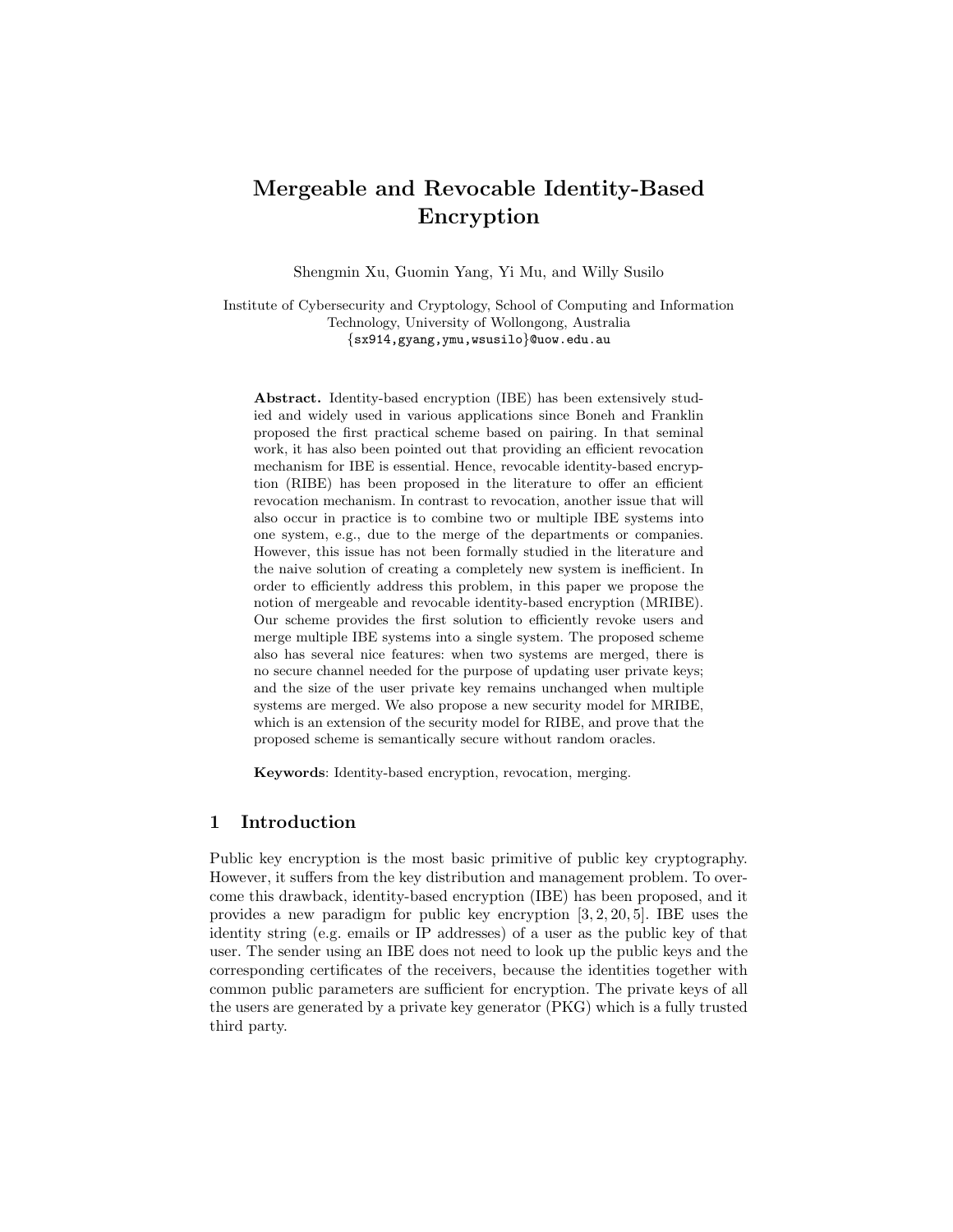# Mergeable and Revocable Identity-Based Encryption

Shengmin Xu, Guomin Yang, Yi Mu, and Willy Susilo

Institute of Cybersecurity and Cryptology, School of Computing and Information Technology, University of Wollongong, Australia
{sx914,gyang,ymu,wsusilo}@uow.edu.au

**Abstract.** Identity-based encryption (IBE) has been extensively studied and widely used in various applications since Boneh and Franklin proposed the first practical scheme based on pairing. In that seminal work, it has also been pointed out that providing an efficient revocation mechanism for IBE is essential. Hence, revocable identity-based encryption (RIBE) has been proposed in the literature to offer an efficient revocation mechanism. In contrast to revocation, another issue that will also occur in practice is to combine two or multiple IBE systems into one system, e.g., due to the merge of the departments or companies. However, this issue has not been formally studied in the literature and the naive solution of creating a completely new system is inefficient. In order to efficiently address this problem, in this paper we propose the notion of mergeable and revocable identity-based encryption (MRIBE). Our scheme provides the first solution to efficiently revoke users and merge multiple IBE systems into a single system. The proposed scheme also has several nice features: when two systems are merged, there is no secure channel needed for the purpose of updating user private keys; and the size of the user private key remains unchanged when multiple systems are merged. We also propose a new security model for MRIBE, which is an extension of the security model for RIBE, and prove that the proposed scheme is semantically secure without random oracles.

**Keywords**: Identity-based encryption, revocation, merging.

## 1 Introduction

Public key encryption is the most basic primitive of public key cryptography. However, it suffers from the key distribution and management problem. To overcome this drawback, identity-based encryption (IBE) has been proposed, and it provides a new paradigm for public key encryption [3, 2, 20, 5]. IBE uses the identity string (e.g. emails or IP addresses) of a user as the public key of that user. The sender using an IBE does not need to look up the public keys and the corresponding certificates of the receivers, because the identities together with common public parameters are sufficient for encryption. The private keys of all the users are generated by a private key generator (PKG) which is a fully trusted third party.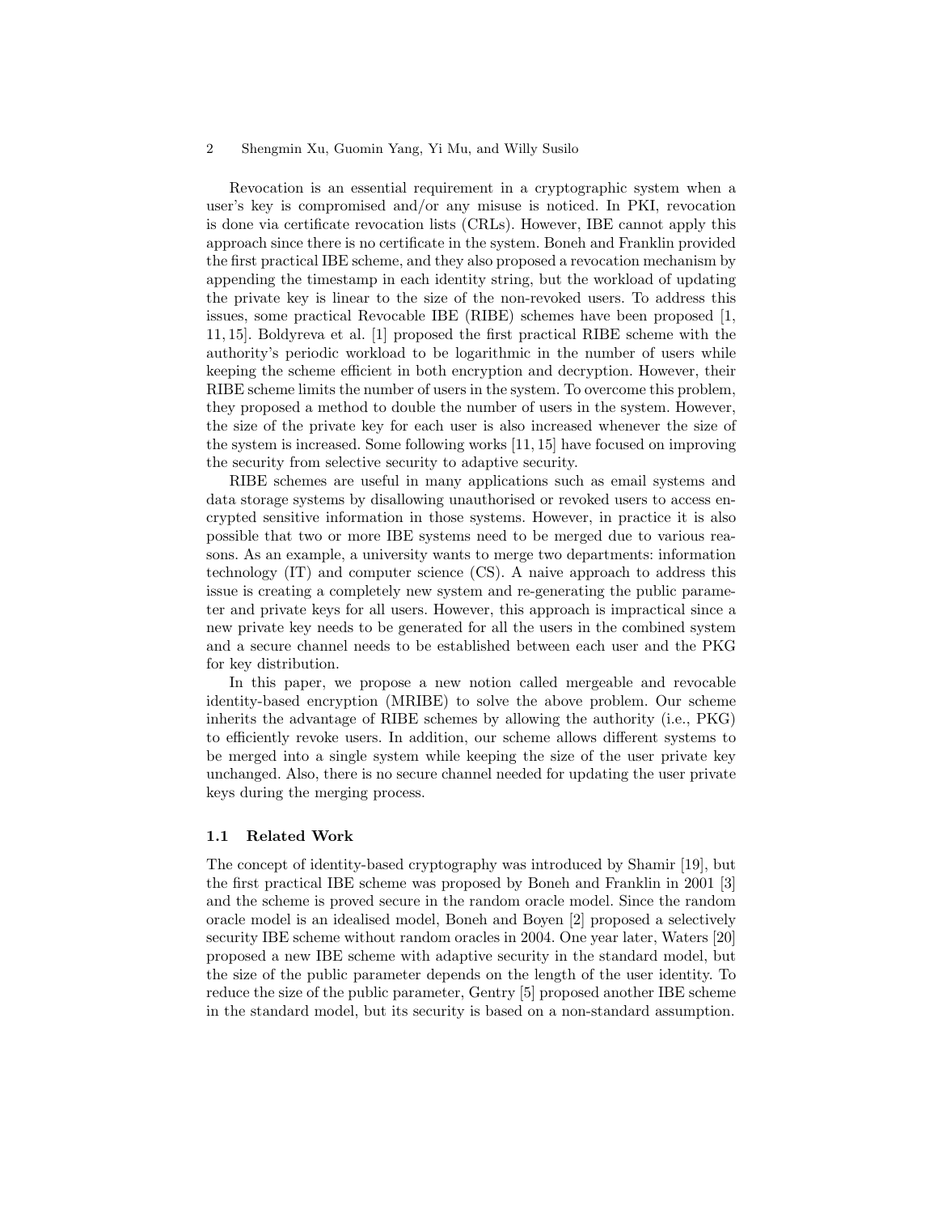Revocation is an essential requirement in a cryptographic system when a user's key is compromised and/or any misuse is noticed. In PKI, revocation is done via certificate revocation lists (CRLs). However, IBE cannot apply this approach since there is no certificate in the system. Boneh and Franklin provided the first practical IBE scheme, and they also proposed a revocation mechanism by appending the timestamp in each identity string, but the workload of updating the private key is linear to the size of the non-revoked users. To address this issues, some practical Revocable IBE (RIBE) schemes have been proposed [1, 11, 15]. Boldyreva et al. [1] proposed the first practical RIBE scheme with the authority's periodic workload to be logarithmic in the number of users while keeping the scheme efficient in both encryption and decryption. However, their RIBE scheme limits the number of users in the system. To overcome this problem, they proposed a method to double the number of users in the system. However, the size of the private key for each user is also increased whenever the size of the system is increased. Some following works [11, 15] have focused on improving the security from selective security to adaptive security.

RIBE schemes are useful in many applications such as email systems and data storage systems by disallowing unauthorised or revoked users to access encrypted sensitive information in those systems. However, in practice it is also possible that two or more IBE systems need to be merged due to various reasons. As an example, a university wants to merge two departments: information technology (IT) and computer science (CS). A naive approach to address this issue is creating a completely new system and re-generating the public parameter and private keys for all users. However, this approach is impractical since a new private key needs to be generated for all the users in the combined system and a secure channel needs to be established between each user and the PKG for key distribution.

In this paper, we propose a new notion called mergeable and revocable identity-based encryption (MRIBE) to solve the above problem. Our scheme inherits the advantage of RIBE schemes by allowing the authority (i.e., PKG) to efficiently revoke users. In addition, our scheme allows different systems to be merged into a single system while keeping the size of the user private key unchanged. Also, there is no secure channel needed for updating the user private keys during the merging process.

### 1.1 Related Work

The concept of identity-based cryptography was introduced by Shamir [19], but the first practical IBE scheme was proposed by Boneh and Franklin in 2001 [3] and the scheme is proved secure in the random oracle model. Since the random oracle model is an idealised model, Boneh and Boyen [2] proposed a selectively security IBE scheme without random oracles in 2004. One year later, Waters [20] proposed a new IBE scheme with adaptive security in the standard model, but the size of the public parameter depends on the length of the user identity. To reduce the size of the public parameter, Gentry [5] proposed another IBE scheme in the standard model, but its security is based on a non-standard assumption.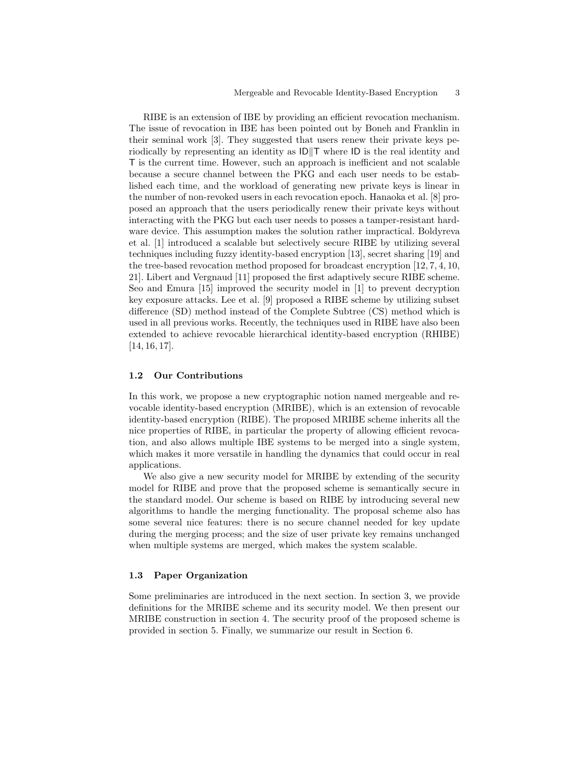RIBE is an extension of IBE by providing an efficient revocation mechanism. The issue of revocation in IBE has been pointed out by Boneh and Franklin in their seminal work [3]. They suggested that users renew their private keys periodically by representing an identity as $\mathsf{ID}\|\mathsf{T}$ where $\mathsf{ID}$ is the real identity and $\mathsf{T}$ is the current time. However, such an approach is inefficient and not scalable because a secure channel between the PKG and each user needs to be established each time, and the workload of generating new private keys is linear in the number of non-revoked users in each revocation epoch. Hanaoka et al. [8] proposed an approach that the users periodically renew their private keys without interacting with the PKG but each user needs to posses a tamper-resistant hardware device. This assumption makes the solution rather impractical. Boldyreva et al. [1] introduced a scalable but selectively secure RIBE by utilizing several techniques including fuzzy identity-based encryption [13], secret sharing [19] and the tree-based revocation method proposed for broadcast encryption [12, 7, 4, 10, 21]. Libert and Vergnaud [11] proposed the first adaptively secure RIBE scheme. Seo and Emura [15] improved the security model in [1] to prevent decryption key exposure attacks. Lee et al. [9] proposed a RIBE scheme by utilizing subset difference (SD) method instead of the Complete Subtree (CS) method which is used in all previous works. Recently, the techniques used in RIBE have also been extended to achieve revocable hierarchical identity-based encryption (RHIBE) [14, 16, 17].

### 1.2 Our Contributions

In this work, we propose a new cryptographic notion named mergeable and revocable identity-based encryption (MRIBE), which is an extension of revocable identity-based encryption (RIBE). The proposed MRIBE scheme inherits all the nice properties of RIBE, in particular the property of allowing efficient revocation, and also allows multiple IBE systems to be merged into a single system, which makes it more versatile in handling the dynamics that could occur in real applications.

We also give a new security model for MRIBE by extending of the security model for RIBE and prove that the proposed scheme is semantically secure in the standard model. Our scheme is based on RIBE by introducing several new algorithms to handle the merging functionality. The proposal scheme also has some several nice features: there is no secure channel needed for key update during the merging process; and the size of user private key remains unchanged when multiple systems are merged, which makes the system scalable.

### 1.3 Paper Organization

Some preliminaries are introduced in the next section. In section 3, we provide definitions for the MRIBE scheme and its security model. We then present our MRIBE construction in section 4. The security proof of the proposed scheme is provided in section 5. Finally, we summarize our result in Section 6.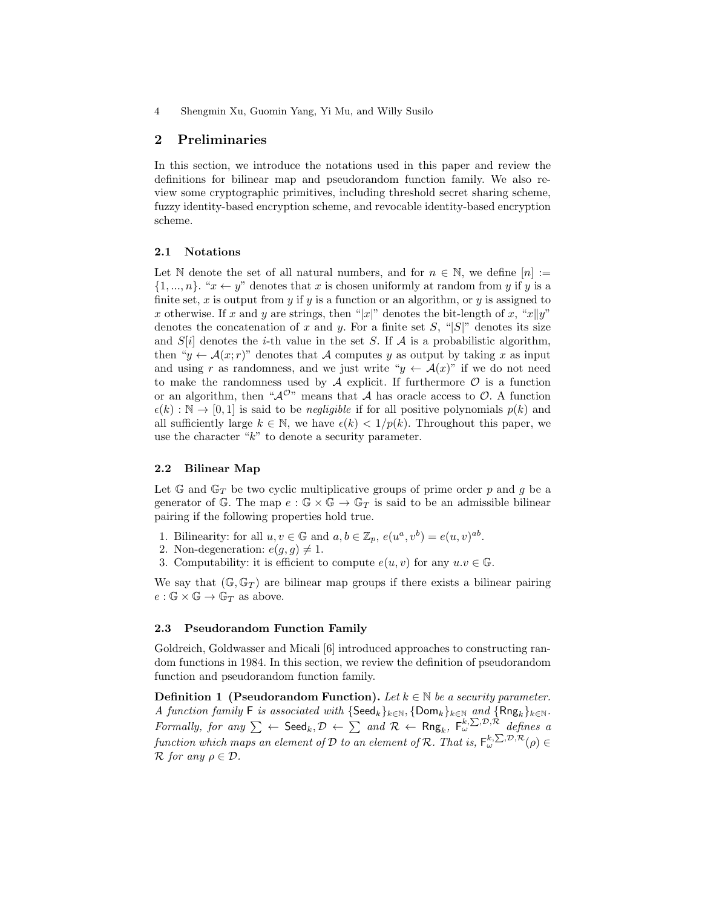## 2 Preliminaries

In this section, we introduce the notations used in this paper and review the definitions for bilinear map and pseudorandom function family. We also review some cryptographic primitives, including threshold secret sharing scheme, fuzzy identity-based encryption scheme, and revocable identity-based encryption scheme.

### 2.1 Notations

Let $\mathbb{N}$ denote the set of all natural numbers, and for $n \in \mathbb{N}$, we define $[n] := \{1, ..., n\}$. "$x \leftarrow y$" denotes that $x$ is chosen uniformly at random from $y$ if $y$ is a finite set, $x$ is output from $y$ if $y$ is a function or an algorithm, or $y$ is assigned to $x$ otherwise. If $x$ and $y$ are strings, then "$|x|$" denotes the bit-length of $x$, "$x\|y$" denotes the concatenation of $x$ and $y$. For a finite set $S$, "$|S|$" denotes its size and $S[i]$ denotes the $i$-th value in the set $S$. If $\mathcal{A}$ is a probabilistic algorithm, then "$y \leftarrow \mathcal{A}(x; r)$" denotes that $\mathcal{A}$ computes $y$ as output by taking $x$ as input and using $r$ as randomness, and we just write "$y \leftarrow \mathcal{A}(x)$" if we do not need to make the randomness used by $\mathcal{A}$ explicit. If furthermore $\mathcal{O}$ is a function or an algorithm, then "$\mathcal{A}^{\mathcal{O}}$" means that $\mathcal{A}$ has oracle access to $\mathcal{O}$. A function $\epsilon(k) : \mathbb{N} \rightarrow [0, 1]$ is said to be *negligible* if for all positive polynomials $p(k)$ and all sufficiently large $k \in \mathbb{N}$, we have $\epsilon(k) < 1/p(k)$. Throughout this paper, we use the character "$k$" to denote a security parameter.

### 2.2 Bilinear Map

Let $\mathbb{G}$ and $\mathbb{G}_T$ be two cyclic multiplicative groups of prime order $p$ and $g$ be a generator of $\mathbb{G}$. The map $e : \mathbb{G} \times \mathbb{G} \rightarrow \mathbb{G}_T$ is said to be an admissible bilinear pairing if the following properties hold true.

1. Bilinearity: for all $u, v \in \mathbb{G}$ and $a, b \in \mathbb{Z}_p$, $e(u^a, v^b) = e(u, v)^{ab}$.
2. Non-degeneration: $e(g, g) \neq 1$.
3. Computability: it is efficient to compute $e(u, v)$ for any $u.v \in \mathbb{G}$.

We say that $(\mathbb{G}, \mathbb{G}_T)$ are bilinear map groups if there exists a bilinear pairing $e : \mathbb{G} \times \mathbb{G} \rightarrow \mathbb{G}_T$ as above.

### 2.3 Pseudorandom Function Family

Goldreich, Goldwasser and Micali [6] introduced approaches to constructing random functions in 1984. In this section, we review the definition of pseudorandom function and pseudorandom function family.

**Definition 1 (Pseudorandom Function).** *Let $k \in \mathbb{N}$ be a security parameter. A function family $\mathsf{F}$ is associated with $\{\mathsf{Seed}_k\}_{k\in\mathbb{N}}, \{\mathsf{Dom}_k\}_{k\in\mathbb{N}}$ and $\{\mathsf{Rng}_k\}_{k\in\mathbb{N}}$. Formally, for any $\sum \leftarrow \mathsf{Seed}_k, \mathcal{D} \leftarrow \sum$ and $\mathcal{R} \leftarrow \mathsf{Rng}_k$, $\mathsf{F}_{\omega}^{k,\sum,\mathcal{D},\mathcal{R}}$ defines a function which maps an element of $\mathcal{D}$ to an element of $\mathcal{R}$. That is, $\mathsf{F}_{\omega}^{k,\sum,\mathcal{D},\mathcal{R}}(\rho) \in \mathcal{R}$ for any $\rho \in \mathcal{D}$.*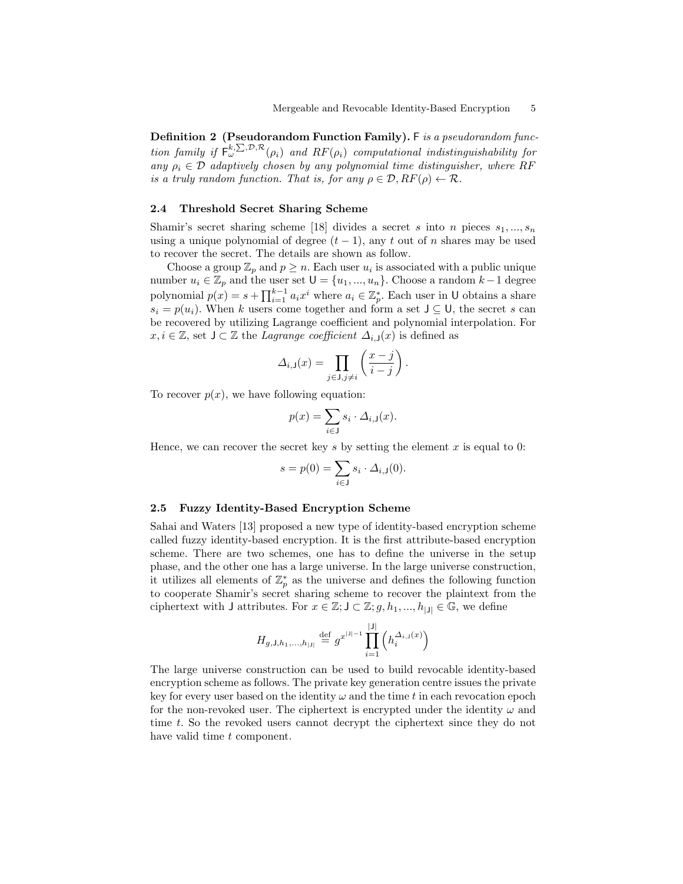**Definition 2 (Pseudorandom Function Family).** F *is a pseudorandom function family if* $\mathsf{F}_{\omega}^{k,\sum,\mathcal{D},\mathcal{R}}(\rho_i)$ *and* $RF(\rho_i)$ *computational indistinguishability for any* $\rho_i \in \mathcal{D}$ *adaptively chosen by any polynomial time distinguisher, where* $RF$ *is a truly random function. That is, for any* $\rho \in \mathcal{D}, RF(\rho) \leftarrow \mathcal{R}$.

### 2.4 Threshold Secret Sharing Scheme

Shamir's secret sharing scheme [18] divides a secret $s$ into $n$ pieces $s_1, ..., s_n$ using a unique polynomial of degree $(t-1)$, any $t$ out of $n$ shares may be used to recover the secret. The details are shown as follow.

Choose a group $\mathbb{Z}_p$ and $p \geq n$. Each user $u_i$ is associated with a public unique number $u_i \in \mathbb{Z}_p$ and the user set $\mathsf{U} = \{u_1, ..., u_n\}$. Choose a random $k-1$ degree polynomial $p(x) = s + \prod_{i=1}^{k-1} a_i x^i$ where $a_i \in \mathbb{Z}_p^*$. Each user in $\mathsf{U}$ obtains a share $s_i = p(u_i)$. When $k$ users come together and form a set $\mathsf{J} \subseteq \mathsf{U}$, the secret $s$ can be recovered by utilizing Lagrange coefficient and polynomial interpolation. For $x, i \in \mathbb{Z}$, set $\mathsf{J} \subset \mathbb{Z}$ the *Lagrange coefficient* $\Delta_{i,\mathsf{J}}(x)$ is defined as

$$\Delta_{i,\mathsf{J}}(x) = \prod_{j \in \mathsf{J}, j \neq i} \left( \frac{x-j}{i-j} \right).$$

To recover $p(x)$, we have following equation:

$$p(x) = \sum_{i \in \mathsf{J}} s_i \cdot \Delta_{i,\mathsf{J}}(x).$$

Hence, we can recover the secret key $s$ by setting the element $x$ is equal to 0:

$$s = p(0) = \sum_{i \in \mathsf{J}} s_i \cdot \Delta_{i,\mathsf{J}}(0).$$

### 2.5 Fuzzy Identity-Based Encryption Scheme

Sahai and Waters [13] proposed a new type of identity-based encryption scheme called fuzzy identity-based encryption. It is the first attribute-based encryption scheme. There are two schemes, one has to define the universe in the setup phase, and the other one has a large universe. In the large universe construction, it utilizes all elements of $\mathbb{Z}_p^*$ as the universe and defines the following function to cooperate Shamir's secret sharing scheme to recover the plaintext from the ciphertext with $\mathsf{J}$ attributes. For $x \in \mathbb{Z}; \mathsf{J} \subset \mathbb{Z}; g, h_1, ..., h_{|\mathsf{J}|} \in \mathbb{G}$, we define

$$H_{g,\mathsf{J},h_1,...,h_{|\mathsf{J}|}} \stackrel{\text{def}}{=} g^{x^{|\mathsf{J}|-1}} \prod_{i=1}^{|\mathsf{J}|} \left( h_i^{\Delta_{i,\mathsf{J}}(x)} \right)$$

The large universe construction can be used to build revocable identity-based encryption scheme as follows. The private key generation centre issues the private key for every user based on the identity $\omega$ and the time $t$ in each revocation epoch for the non-revoked user. The ciphertext is encrypted under the identity $\omega$ and time $t$. So the revoked users cannot decrypt the ciphertext since they do not have valid time $t$ component.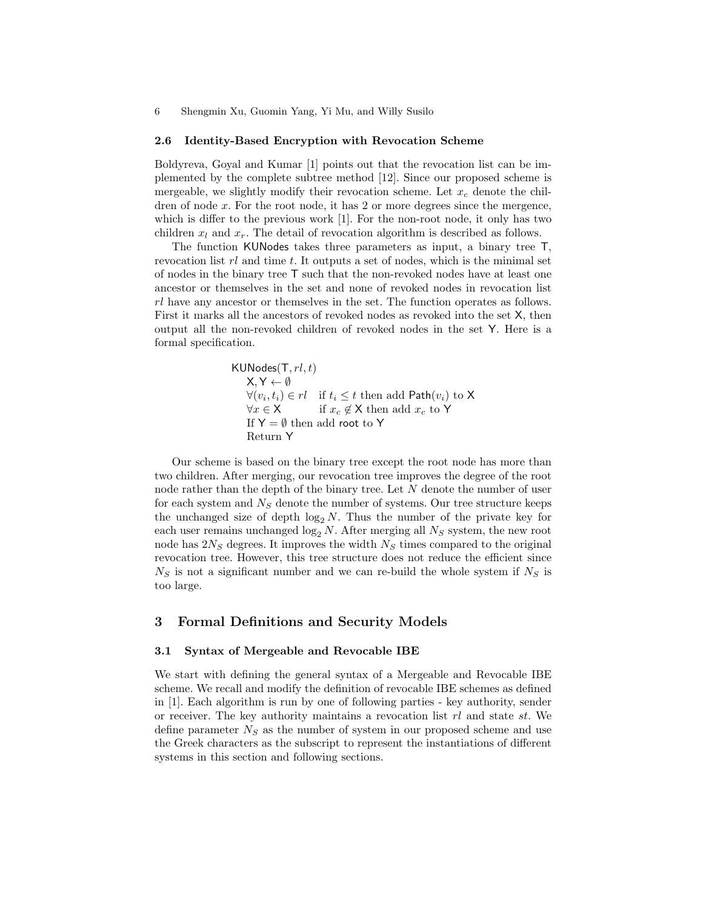### 2.6 Identity-Based Encryption with Revocation Scheme

Boldyreva, Goyal and Kumar [1] points out that the revocation list can be implemented by the complete subtree method [12]. Since our proposed scheme is mergeable, we slightly modify their revocation scheme. Let $x_c$ denote the children of node $x$. For the root node, it has 2 or more degrees since the mergence, which is differ to the previous work [1]. For the non-root node, it only has two children $x_l$ and $x_r$. The detail of revocation algorithm is described as follows.

The function $\mathsf{KUNodes}$ takes three parameters as input, a binary tree $\mathsf{T}$, revocation list $rl$ and time $t$. It outputs a set of nodes, which is the minimal set of nodes in the binary tree $\mathsf{T}$ such that the non-revoked nodes have at least one ancestor or themselves in the set and none of revoked nodes in revocation list $rl$ have any ancestor or themselves in the set. The function operates as follows. First it marks all the ancestors of revoked nodes as revoked into the set $\mathsf{X}$, then output all the non-revoked children of revoked nodes in the set $\mathsf{Y}$. Here is a formal specification.

$\mathsf{KUNodes}(\mathsf{T}, rl, t)$
 $\mathsf{X}, \mathsf{Y} \leftarrow \emptyset$
 $\forall (v_i, t_i) \in rl$ if $t_i \leq t$ then add $\mathsf{Path}(v_i)$ to $\mathsf{X}$
 $\forall x \in \mathsf{X}$ if $x_c \notin \mathsf{X}$ then add $x_c$ to $\mathsf{Y}$
 If $\mathsf{Y} = \emptyset$ then add $\mathsf{root}$ to $\mathsf{Y}$
 Return $\mathsf{Y}$

Our scheme is based on the binary tree except the root node has more than two children. After merging, our revocation tree improves the degree of the root node rather than the depth of the binary tree. Let $N$ denote the number of user for each system and $N_S$ denote the number of systems. Our tree structure keeps the unchanged size of depth $\log_2 N$. Thus the number of the private key for each user remains unchanged $\log_2 N$. After merging all $N_S$ system, the new root node has $2N_S$ degrees. It improves the width $N_S$ times compared to the original revocation tree. However, this tree structure does not reduce the efficient since $N_S$ is not a significant number and we can re-build the whole system if $N_S$ is too large.

## 3 Formal Definitions and Security Models

### 3.1 Syntax of Mergeable and Revocable IBE

We start with defining the general syntax of a Mergeable and Revocable IBE scheme. We recall and modify the definition of revocable IBE schemes as defined in [1]. Each algorithm is run by one of following parties - key authority, sender or receiver. The key authority maintains a revocation list $rl$ and state $st$. We define parameter $N_S$ as the number of system in our proposed scheme and use the Greek characters as the subscript to represent the instantiations of different systems in this section and following sections.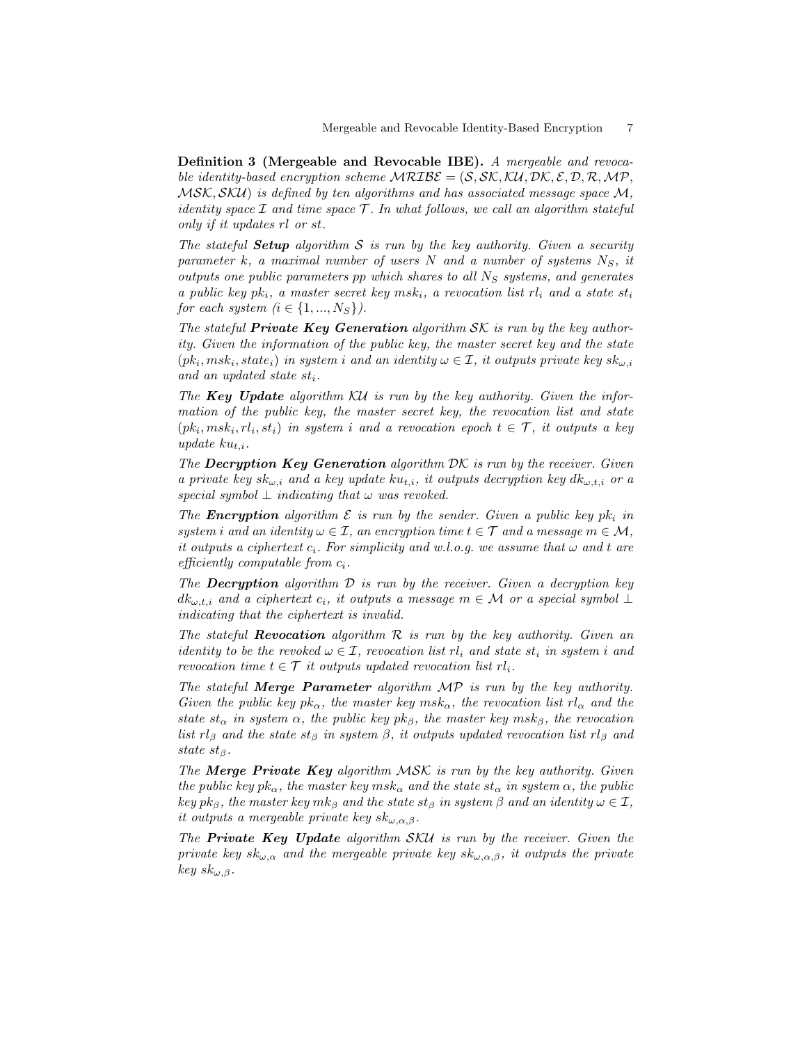**Definition 3 (Mergeable and Revocable IBE).** *A mergeable and revocable identity-based encryption scheme $\mathcal{MRIBE} = (\mathcal{S}, \mathcal{SK}, \mathcal{KU}, \mathcal{DK}, \mathcal{E}, \mathcal{D}, \mathcal{R}, \mathcal{MP}, \mathcal{MSK}, \mathcal{SKU})$ is defined by ten algorithms and has associated message space $\mathcal{M}$, identity space $\mathcal{I}$ and time space $\mathcal{T}$. In what follows, we call an algorithm stateful only if it updates $rl$ or $st$.*

*The stateful **Setup** algorithm $\mathcal{S}$ is run by the key authority. Given a security parameter $k$, a maximal number of users $N$ and a number of systems $N_S$, it outputs one public parameters $pp$ which shares to all $N_S$ systems, and generates a public key $pk_i$, a master secret key $msk_i$, a revocation list $rl_i$ and a state $st_i$ for each system ($i \in \{1, ..., N_S\}$).*

*The stateful **Private Key Generation** algorithm $\mathcal{SK}$ is run by the key authority. Given the information of the public key, the master secret key and the state $(pk_i, msk_i, state_i)$ in system $i$ and an identity $\omega \in \mathcal{I}$, it outputs private key $sk_{\omega,i}$ and an updated state $st_i$.*

*The **Key Update** algorithm $\mathcal{KU}$ is run by the key authority. Given the information of the public key, the master secret key, the revocation list and state $(pk_i, msk_i, rl_i, st_i)$ in system $i$ and a revocation epoch $t \in \mathcal{T}$, it outputs a key update $ku_{t,i}$.*

*The **Decryption Key Generation** algorithm $\mathcal{DK}$ is run by the receiver. Given a private key $sk_{\omega,i}$ and a key update $ku_{t,i}$, it outputs decryption key $dk_{\omega,t,i}$ or a special symbol $\perp$ indicating that $\omega$ was revoked.*

*The **Encryption** algorithm $\mathcal{E}$ is run by the sender. Given a public key $pk_i$ in system $i$ and an identity $\omega \in \mathcal{I}$, an encryption time $t \in \mathcal{T}$ and a message $m \in \mathcal{M}$, it outputs a ciphertext $c_i$. For simplicity and w.l.o.g. we assume that $\omega$ and $t$ are efficiently computable from $c_i$.*

*The **Decryption** algorithm $\mathcal{D}$ is run by the receiver. Given a decryption key $dk_{\omega,t,i}$ and a ciphertext $c_i$, it outputs a message $m \in \mathcal{M}$ or a special symbol $\perp$ indicating that the ciphertext is invalid.*

*The stateful **Revocation** algorithm $\mathcal{R}$ is run by the key authority. Given an identity to be the revoked $\omega \in \mathcal{I}$, revocation list $rl_i$ and state $st_i$ in system $i$ and revocation time $t \in \mathcal{T}$ it outputs updated revocation list $rl_i$.*

*The stateful **Merge Parameter** algorithm $\mathcal{MP}$ is run by the key authority. Given the public key $pk_\alpha$, the master key $msk_\alpha$, the revocation list $rl_\alpha$ and the state $st_\alpha$ in system $\alpha$, the public key $pk_\beta$, the master key $msk_\beta$, the revocation list $rl_\beta$ and the state $st_\beta$ in system $\beta$, it outputs updated revocation list $rl_\beta$ and state $st_\beta$.*

*The **Merge Private Key** algorithm $\mathcal{MSK}$ is run by the key authority. Given the public key $pk_\alpha$, the master key $msk_\alpha$ and the state $st_\alpha$ in system $\alpha$, the public key $pk_\beta$, the master key $mk_\beta$ and the state $st_\beta$ in system $\beta$ and an identity $\omega \in \mathcal{I}$, it outputs a mergeable private key $sk_{\omega,\alpha,\beta}$.*

*The **Private Key Update** algorithm $\mathcal{SKU}$ is run by the receiver. Given the private key $sk_{\omega,\alpha}$ and the mergeable private key $sk_{\omega,\alpha,\beta}$, it outputs the private key $sk_{\omega,\beta}$.*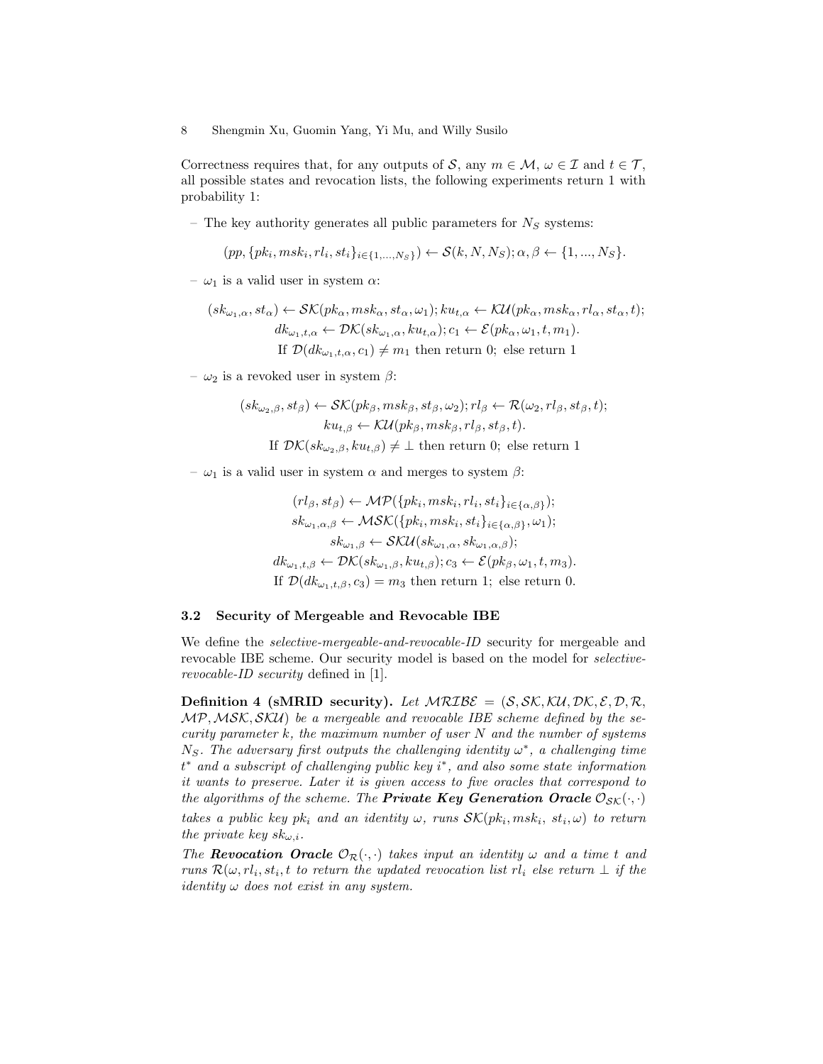Correctness requires that, for any outputs of $\mathcal{S}$, any $m \in \mathcal{M}$, $\omega \in \mathcal{I}$ and $t \in \mathcal{T}$, all possible states and revocation lists, the following experiments return 1 with probability 1:

– The key authority generates all public parameters for $N_S$ systems:

$$(pp, \{pk_i, msk_i, rl_i, st_i\}_{i \in \{1,...,N_S\}}) \leftarrow \mathcal{S}(k, N, N_S); \alpha, \beta \leftarrow \{1, ..., N_S\}.$$

– $\omega_1$ is a valid user in system $\alpha$:

$$(sk_{\omega_1,\alpha}, st_\alpha) \leftarrow \mathcal{SK}(pk_\alpha, msk_\alpha, st_\alpha, \omega_1); ku_{t,\alpha} \leftarrow \mathcal{KU}(pk_\alpha, msk_\alpha, rl_\alpha, st_\alpha, t);$$
$$dk_{\omega_1,t,\alpha} \leftarrow \mathcal{DK}(sk_{\omega_1,\alpha}, ku_{t,\alpha}); c_1 \leftarrow \mathcal{E}(pk_\alpha, \omega_1, t, m_1).$$
$$\text{If } \mathcal{D}(dk_{\omega_1,t,\alpha}, c_1) \neq m_1 \text{ then return 0; else return 1}$$

– $\omega_2$ is a revoked user in system $\beta$:

$$(sk_{\omega_2,\beta}, st_\beta) \leftarrow \mathcal{SK}(pk_\beta, msk_\beta, st_\beta, \omega_2); rl_\beta \leftarrow \mathcal{R}(\omega_2, rl_\beta, st_\beta, t);$$
$$ku_{t,\beta} \leftarrow \mathcal{KU}(pk_\beta, msk_\beta, rl_\beta, st_\beta, t).$$
$$\text{If } \mathcal{DK}(sk_{\omega_2,\beta}, ku_{t,\beta}) \neq \perp \text{ then return 0; else return 1}$$

– $\omega_1$ is a valid user in system $\alpha$ and merges to system $\beta$:

$$(rl_\beta, st_\beta) \leftarrow \mathcal{MP}(\{pk_i, msk_i, rl_i, st_i\}_{i \in \{\alpha,\beta\}});$$
$$sk_{\omega_1,\alpha,\beta} \leftarrow \mathcal{MSK}(\{pk_i, msk_i, st_i\}_{i \in \{\alpha,\beta\}}, \omega_1);$$
$$sk_{\omega_1,\beta} \leftarrow \mathcal{SKU}(sk_{\omega_1,\alpha}, sk_{\omega_1,\alpha,\beta});$$
$$dk_{\omega_1,t,\beta} \leftarrow \mathcal{DK}(sk_{\omega_1,\beta}, ku_{t,\beta}); c_3 \leftarrow \mathcal{E}(pk_\beta, \omega_1, t, m_3).$$
$$\text{If } \mathcal{D}(dk_{\omega_1,t,\beta}, c_3) = m_3 \text{ then return 1; else return 0.}$$

### 3.2 Security of Mergeable and Revocable IBE

We define the *selective-mergeable-and-revocable-ID* security for mergeable and revocable IBE scheme. Our security model is based on the model for *selective-revocable-ID security* defined in [1].

**Definition 4 (sMRID security).** *Let $\mathcal{MRIBE} = (\mathcal{S}, \mathcal{SK}, \mathcal{KU}, \mathcal{DK}, \mathcal{E}, \mathcal{D}, \mathcal{R}, \mathcal{MP}, \mathcal{MSK}, \mathcal{SKU})$ be a mergeable and revocable IBE scheme defined by the security parameter $k$, the maximum number of user $N$ and the number of systems $N_S$. The adversary first outputs the challenging identity $\omega^*$, a challenging time $t^*$ and a subscript of challenging public key $i^*$, and also some state information it wants to preserve. Later it is given access to five oracles that correspond to the algorithms of the scheme. The **Private Key Generation Oracle** $\mathcal{O}_{\mathcal{SK}}(\cdot,\cdot)$ takes a public key $pk_i$ and an identity $\omega$, runs $\mathcal{SK}(pk_i, msk_i, st_i, \omega)$ to return the private key $sk_{\omega,i}$.*

*The **Revocation Oracle** $\mathcal{O}_{\mathcal{R}}(\cdot,\cdot)$ takes input an identity $\omega$ and a time $t$ and runs $\mathcal{R}(\omega, rl_i, st_i, t$ to return the updated revocation list $rl_i$ else return $\perp$ if the identity $\omega$ does not exist in any system.*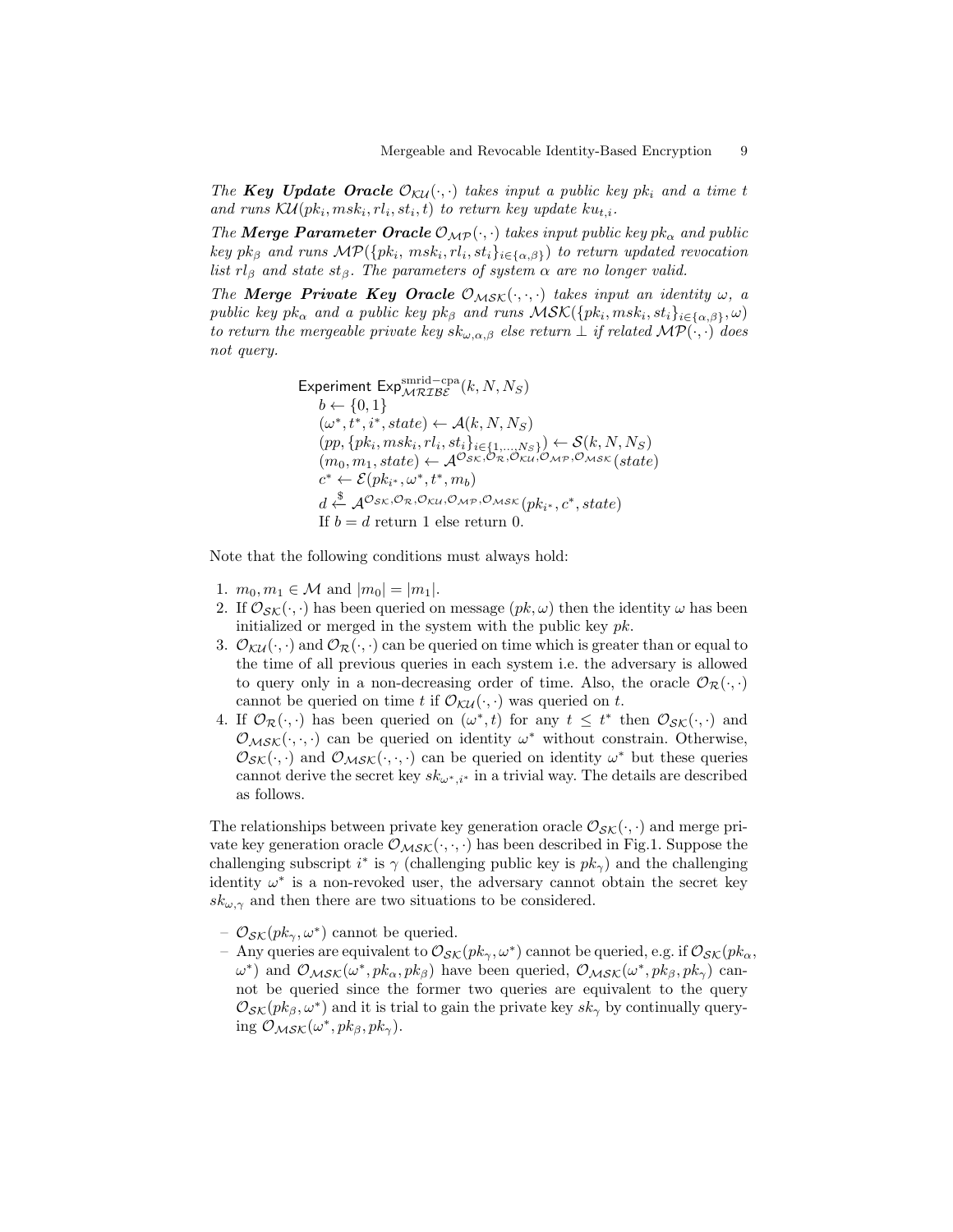*The **Key Update Oracle** $\mathcal{O}_{\mathcal{KU}}(\cdot,\cdot)$ takes input a public key $pk_i$ and a time $t$ and runs $\mathcal{KU}(pk_i, msk_i, rl_i, st_i, t)$ to return key update $ku_{t,i}$.*

*The **Merge Parameter Oracle** $\mathcal{O}_{\mathcal{MP}}(\cdot,\cdot)$ takes input public key $pk_\alpha$ and public key $pk_\beta$ and runs $\mathcal{MP}(\{pk_i, msk_i, rl_i, st_i\}_{i\in\{\alpha,\beta\}})$ to return updated revocation list $rl_\beta$ and state $st_\beta$. The parameters of system $\alpha$ are no longer valid.*

*The **Merge Private Key Oracle** $\mathcal{O}_{\mathcal{MSK}}(\cdot,\cdot,\cdot)$ takes input an identity $\omega$, a public key $pk_\alpha$ and a public key $pk_\beta$ and runs $\mathcal{MSK}(\{pk_i, msk_i, st_i\}_{i\in\{\alpha,\beta\}},\omega)$ to return the mergeable private key $sk_{\omega,\alpha,\beta}$ else return $\perp$ if related $\mathcal{MP}(\cdot,\cdot)$ does not query.*

$$
\begin{array}{l}
\text{Experiment } \mathsf{Exp}^{\text{smrid-cpa}}_{\mathcal{MRIBE}}(k, N, N_S) \\
\quad b \leftarrow \{0,1\} \\
\quad (\omega^*, t^*, i^*, state) \leftarrow \mathcal{A}(k, N, N_S) \\
\quad (pp, \{pk_i, msk_i, rl_i, st_i\}_{i\in\{1,\ldots,N_S\}}) \leftarrow \mathcal{S}(k, N, N_S) \\
\quad (m_0, m_1, state) \leftarrow \mathcal{A}^{\mathcal{O}_{\mathcal{SK}},\mathcal{O}_{\mathcal{R}},\mathcal{O}_{\mathcal{KU}},\mathcal{O}_{\mathcal{MP}},\mathcal{O}_{\mathcal{MSK}}}(state) \\
\quad c^* \leftarrow \mathcal{E}(pk_{i^*}, \omega^*, t^*, m_b) \\
\quad d \xleftarrow{\$} \mathcal{A}^{\mathcal{O}_{\mathcal{SK}},\mathcal{O}_{\mathcal{R}},\mathcal{O}_{\mathcal{KU}},\mathcal{O}_{\mathcal{MP}},\mathcal{O}_{\mathcal{MSK}}}(pk_{i^*}, c^*, state) \\
\quad \text{If } b = d \text{ return 1 else return 0.}
\end{array}
$$

Note that the following conditions must always hold:

1. $m_0, m_1 \in \mathcal{M}$ and $|m_0| = |m_1|$.
2. If $\mathcal{O}_{\mathcal{SK}}(\cdot,\cdot)$ has been queried on message $(pk, \omega)$ then the identity $\omega$ has been initialized or merged in the system with the public key $pk$.
3. $\mathcal{O}_{\mathcal{KU}}(\cdot,\cdot)$ and $\mathcal{O}_{\mathcal{R}}(\cdot,\cdot)$ can be queried on time which is greater than or equal to the time of all previous queries in each system i.e. the adversary is allowed to query only in a non-decreasing order of time. Also, the oracle $\mathcal{O}_{\mathcal{R}}(\cdot,\cdot)$ cannot be queried on time $t$ if $\mathcal{O}_{\mathcal{KU}}(\cdot,\cdot)$ was queried on $t$.
4. If $\mathcal{O}_{\mathcal{R}}(\cdot,\cdot)$ has been queried on $(\omega^*, t)$ for any $t \leq t^*$ then $\mathcal{O}_{\mathcal{SK}}(\cdot,\cdot)$ and $\mathcal{O}_{\mathcal{MSK}}(\cdot,\cdot,\cdot)$ can be queried on identity $\omega^*$ without constrain. Otherwise, $\mathcal{O}_{\mathcal{SK}}(\cdot,\cdot)$ and $\mathcal{O}_{\mathcal{MSK}}(\cdot,\cdot,\cdot)$ can be queried on identity $\omega^*$ but these queries cannot derive the secret key $sk_{\omega^*,i^*}$ in a trivial way. The details are described as follows.

The relationships between private key generation oracle $\mathcal{O}_{\mathcal{SK}}(\cdot,\cdot)$ and merge private key generation oracle $\mathcal{O}_{\mathcal{MSK}}(\cdot,\cdot,\cdot)$ has been described in Fig.1. Suppose the challenging subscript $i^*$ is $\gamma$ (challenging public key is $pk_\gamma$) and the challenging identity $\omega^*$ is a non-revoked user, the adversary cannot obtain the secret key $sk_{\omega,\gamma}$ and then there are two situations to be considered.

- $\mathcal{O}_{\mathcal{SK}}(pk_\gamma, \omega^*)$ cannot be queried.
- Any queries are equivalent to $\mathcal{O}_{\mathcal{SK}}(pk_\gamma, \omega^*)$ cannot be queried, e.g. if $\mathcal{O}_{\mathcal{SK}}(pk_\alpha, \omega^*)$ and $\mathcal{O}_{\mathcal{MSK}}(\omega^*, pk_\alpha, pk_\beta)$ have been queried, $\mathcal{O}_{\mathcal{MSK}}(\omega^*, pk_\beta, pk_\gamma)$ cannot be queried since the former two queries are equivalent to the query $\mathcal{O}_{\mathcal{SK}}(pk_\beta, \omega^*)$ and it is trial to gain the private key $sk_\gamma$ by continually querying $\mathcal{O}_{\mathcal{MSK}}(\omega^*, pk_\beta, pk_\gamma)$.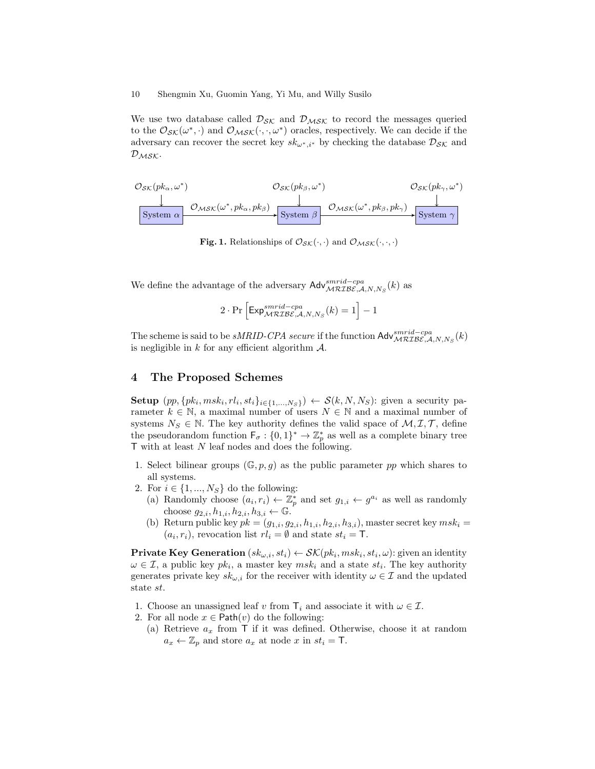We use two database called $\mathcal{D}_{\mathcal{SK}}$ and $\mathcal{D}_{\mathcal{MSK}}$ to record the messages queried to the $\mathcal{O}_{\mathcal{SK}}(\omega^*, \cdot)$ and $\mathcal{O}_{\mathcal{MSK}}(\cdot, \cdot, \omega^*)$ oracles, respectively. We can decide if the adversary can recover the secret key $sk_{\omega^*, i^*}$ by checking the database $\mathcal{D}_{\mathcal{SK}}$ and $\mathcal{D}_{\mathcal{MSK}}$.

$\mathcal{O}_{\mathcal{SK}}(pk_\alpha, \omega^*)$ → System $\alpha$ —$\mathcal{O}_{\mathcal{MSK}}(\omega^*, pk_\alpha, pk_\beta)$→ System $\beta$ ← $\mathcal{O}_{\mathcal{SK}}(pk_\beta, \omega^*)$; System $\beta$ —$\mathcal{O}_{\mathcal{MSK}}(\omega^*, pk_\beta, pk_\gamma)$→ System $\gamma$ ← $\mathcal{O}_{\mathcal{SK}}(pk_\gamma, \omega^*)$

**Fig. 1.** Relationships of $\mathcal{O}_{\mathcal{SK}}(\cdot, \cdot)$ and $\mathcal{O}_{\mathcal{MSK}}(\cdot, \cdot, \cdot)$

We define the advantage of the adversary $\mathsf{Adv}^{smrid-cpa}_{\mathcal{MRIBE},\mathcal{A},N,N_S}(k)$ as

$$2 \cdot \Pr\left[\mathsf{Exp}^{smrid-cpa}_{\mathcal{MRIBE},\mathcal{A},N,N_S}(k) = 1\right] - 1$$

The scheme is said to be *sMRID-CPA secure* if the function $\mathsf{Adv}^{smrid-cpa}_{\mathcal{MRIBE},\mathcal{A},N,N_S}(k)$ is negligible in $k$ for any efficient algorithm $\mathcal{A}$.

## 4 The Proposed Schemes

**Setup** $(pp, \{pk_i, msk_i, rl_i, st_i\}_{i \in \{1,...,N_S\}}) \leftarrow \mathcal{S}(k, N, N_S)$: given a security parameter $k \in \mathbb{N}$, a maximal number of users $N \in \mathbb{N}$ and a maximal number of systems $N_S \in \mathbb{N}$. The key authority defines the valid space of $\mathcal{M}, \mathcal{I}, \mathcal{T}$, define the pseudorandom function $\mathsf{F}_\sigma : \{0,1\}^* \to \mathbb{Z}_p^*$ as well as a complete binary tree $\mathsf{T}$ with at least $N$ leaf nodes and does the following.

1. Select bilinear groups $(\mathbb{G}, p, g)$ as the public parameter $pp$ which shares to all systems.
2. For $i \in \{1, ..., N_S\}$ do the following:
   (a) Randomly choose $(a_i, r_i) \leftarrow \mathbb{Z}_p^*$ and set $g_{1,i} \leftarrow g^{a_i}$ as well as randomly choose $g_{2,i}, h_{1,i}, h_{2,i}, h_{3,i} \leftarrow \mathbb{G}$.
   (b) Return public key $pk = (g_{1,i}, g_{2,i}, h_{1,i}, h_{2,i}, h_{3,i})$, master secret key $msk_i = (a_i, r_i)$, revocation list $rl_i = \emptyset$ and state $st_i = \mathsf{T}$.

**Private Key Generation** $(sk_{\omega,i}, st_i) \leftarrow \mathcal{SK}(pk_i, msk_i, st_i, \omega)$: given an identity $\omega \in \mathcal{I}$, a public key $pk_i$, a master key $msk_i$ and a state $st_i$. The key authority generates private key $sk_{\omega,i}$ for the receiver with identity $\omega \in \mathcal{I}$ and the updated state $st$.

1. Choose an unassigned leaf $v$ from $\mathsf{T}_i$ and associate it with $\omega \in \mathcal{I}$.
2. For all node $x \in \mathsf{Path}(v)$ do the following:
   (a) Retrieve $a_x$ from $\mathsf{T}$ if it was defined. Otherwise, choose it at random $a_x \leftarrow \mathbb{Z}_p$ and store $a_x$ at node $x$ in $st_i = \mathsf{T}$.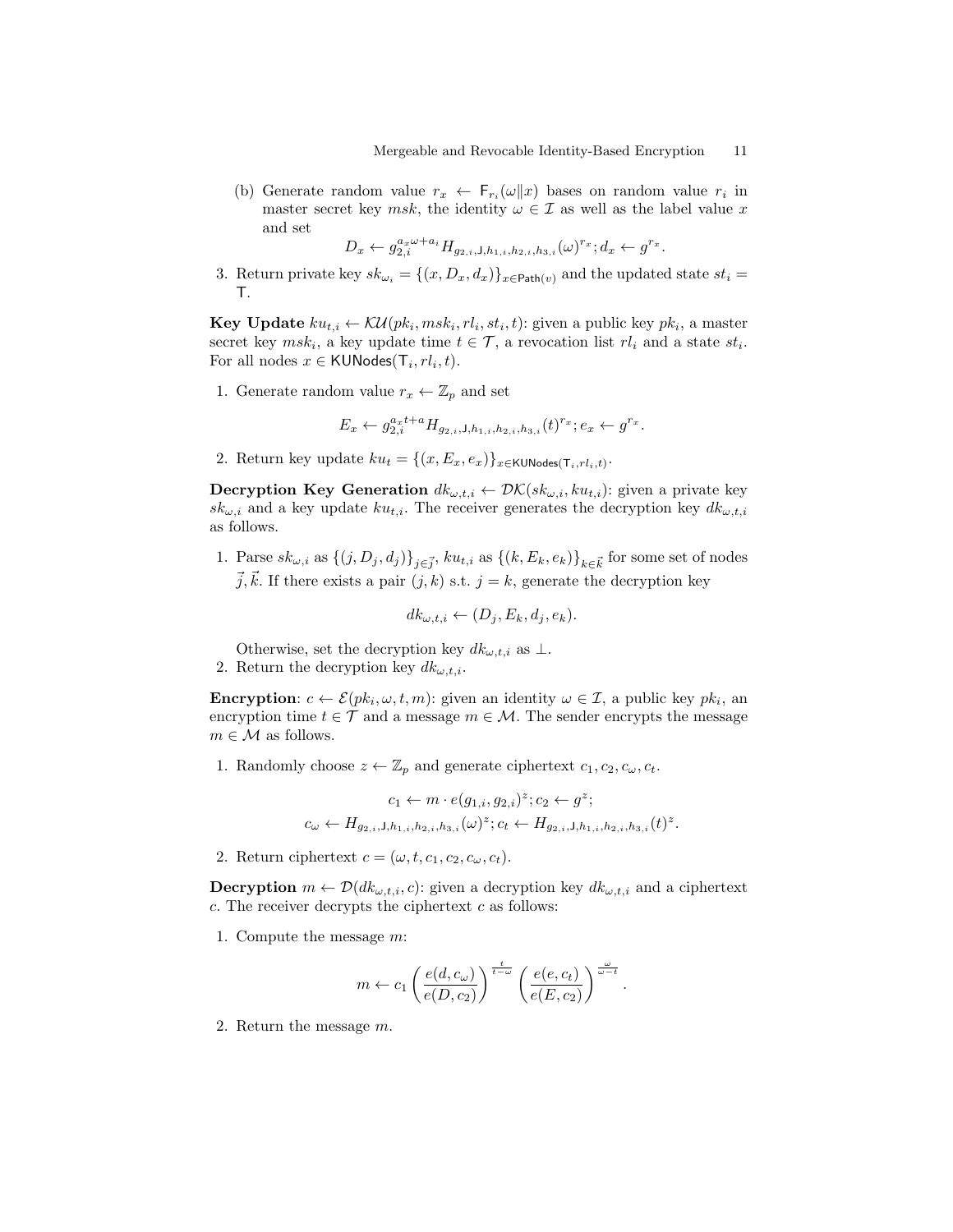(b) Generate random value $r_x \leftarrow \mathsf{F}_{r_i}(\omega \| x)$ bases on random value $r_i$ in master secret key $msk$, the identity $\omega \in \mathcal{I}$ as well as the label value $x$ and set

$$D_x \leftarrow g_{2,i}^{a_x \omega + a_i} H_{g_{2,i},\mathsf{J},h_{1,i},h_{2,i},h_{3,i}}(\omega)^{r_x}; d_x \leftarrow g^{r_x}.$$

3. Return private key $sk_{\omega_i} = \{(x, D_x, d_x)\}_{x \in \mathsf{Path}(v)}$ and the updated state $st_i = \mathsf{T}$.

**Key Update** $ku_{t,i} \leftarrow \mathcal{KU}(pk_i, msk_i, rl_i, st_i, t)$: given a public key $pk_i$, a master secret key $msk_i$, a key update time $t \in \mathcal{T}$, a revocation list $rl_i$ and a state $st_i$. For all nodes $x \in \mathsf{KUNodes}(\mathsf{T}_i, rl_i, t)$.

1. Generate random value $r_x \leftarrow \mathbb{Z}_p$ and set

$$E_x \leftarrow g_{2,i}^{a_x t + a} H_{g_{2,i},\mathsf{J},h_{1,i},h_{2,i},h_{3,i}}(t)^{r_x}; e_x \leftarrow g^{r_x}.$$

2. Return key update $ku_t = \{(x, E_x, e_x)\}_{x \in \mathsf{KUNodes}(\mathsf{T}_i, rl_i, t)}$.

**Decryption Key Generation** $dk_{\omega,t,i} \leftarrow \mathcal{DK}(sk_{\omega,i}, ku_{t,i})$: given a private key $sk_{\omega,i}$ and a key update $ku_{t,i}$. The receiver generates the decryption key $dk_{\omega,t,i}$ as follows.

1. Parse $sk_{\omega,i}$ as $\{(j, D_j, d_j)\}_{j \in \vec{j}}$, $ku_{t,i}$ as $\{(k, E_k, e_k)\}_{k \in \vec{k}}$ for some set of nodes $\vec{j}, \vec{k}$. If there exists a pair $(j, k)$ s.t. $j = k$, generate the decryption key

$$dk_{\omega,t,i} \leftarrow (D_j, E_k, d_j, e_k).$$

Otherwise, set the decryption key $dk_{\omega,t,i}$ as $\perp$.
2. Return the decryption key $dk_{\omega,t,i}$.

**Encryption**: $c \leftarrow \mathcal{E}(pk_i, \omega, t, m)$: given an identity $\omega \in \mathcal{I}$, a public key $pk_i$, an encryption time $t \in \mathcal{T}$ and a message $m \in \mathcal{M}$. The sender encrypts the message $m \in \mathcal{M}$ as follows.

1. Randomly choose $z \leftarrow \mathbb{Z}_p$ and generate ciphertext $c_1, c_2, c_\omega, c_t$.

$$c_1 \leftarrow m \cdot e(g_{1,i}, g_{2,i})^z; c_2 \leftarrow g^z;$$
$$c_\omega \leftarrow H_{g_{2,i},\mathsf{J},h_{1,i},h_{2,i},h_{3,i}}(\omega)^z; c_t \leftarrow H_{g_{2,i},\mathsf{J},h_{1,i},h_{2,i},h_{3,i}}(t)^z.$$

2. Return ciphertext $c = (\omega, t, c_1, c_2, c_\omega, c_t)$.

**Decryption** $m \leftarrow \mathcal{D}(dk_{\omega,t,i}, c)$: given a decryption key $dk_{\omega,t,i}$ and a ciphertext $c$. The receiver decrypts the ciphertext $c$ as follows:

1. Compute the message $m$:

$$m \leftarrow c_1 \left( \frac{e(d, c_\omega)}{e(D, c_2)} \right)^{\frac{t}{t-\omega}} \left( \frac{e(e, c_t)}{e(E, c_2)} \right)^{\frac{\omega}{\omega - t}}.$$

2. Return the message $m$.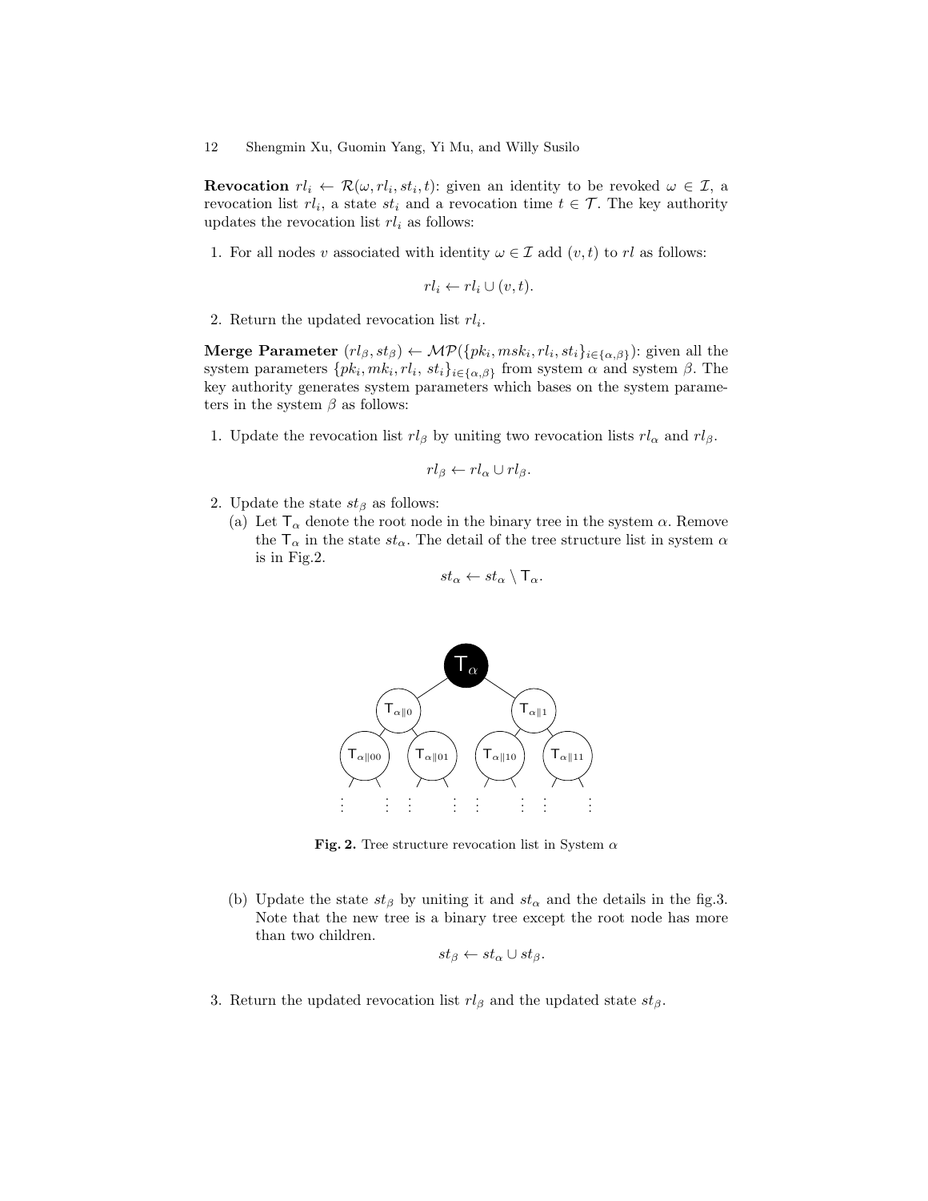**Revocation** $rl_i \leftarrow \mathcal{R}(\omega, rl_i, st_i, t)$: given an identity to be revoked $\omega \in \mathcal{I}$, a revocation list $rl_i$, a state $st_i$ and a revocation time $t \in \mathcal{T}$. The key authority updates the revocation list $rl_i$ as follows:

1. For all nodes $v$ associated with identity $\omega \in \mathcal{I}$ add $(v, t)$ to $rl$ as follows:

$$rl_i \leftarrow rl_i \cup (v, t).$$

2. Return the updated revocation list $rl_i$.

**Merge Parameter** $(rl_\beta, st_\beta) \leftarrow \mathcal{MP}(\{pk_i, msk_i, rl_i, st_i\}_{i \in \{\alpha,\beta\}})$: given all the system parameters $\{pk_i, mk_i, rl_i, st_i\}_{i \in \{\alpha,\beta\}}$ from system $\alpha$ and system $\beta$. The key authority generates system parameters which bases on the system parameters in the system $\beta$ as follows:

1. Update the revocation list $rl_\beta$ by uniting two revocation lists $rl_\alpha$ and $rl_\beta$.

$$rl_\beta \leftarrow rl_\alpha \cup rl_\beta.$$

2. Update the state $st_\beta$ as follows:
   (a) Let $\mathsf{T}_\alpha$ denote the root node in the binary tree in the system $\alpha$. Remove the $\mathsf{T}_\alpha$ in the state $st_\alpha$. The detail of the tree structure list in system $\alpha$ is in Fig.2.

$$st_\alpha \leftarrow st_\alpha \setminus \mathsf{T}_\alpha.$$

**Fig. 2.** Tree structure revocation list in System $\alpha$

   (b) Update the state $st_\beta$ by uniting it and $st_\alpha$ and the details in the fig.3. Note that the new tree is a binary tree except the root node has more than two children.

$$st_\beta \leftarrow st_\alpha \cup st_\beta.$$

3. Return the updated revocation list $rl_\beta$ and the updated state $st_\beta$.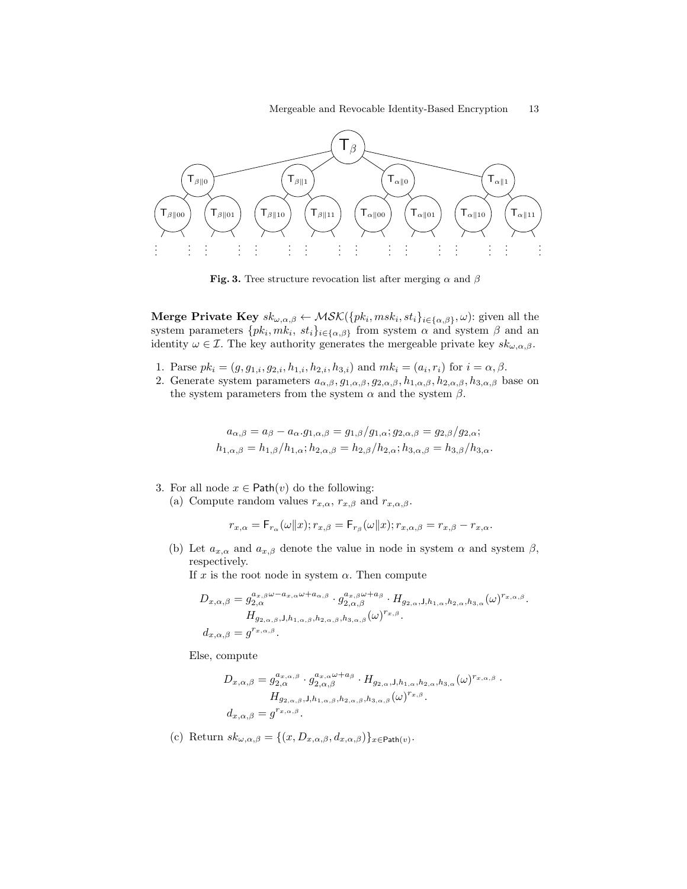**Fig. 3.** Tree structure revocation list after merging $\alpha$ and $\beta$

**Merge Private Key** $sk_{\omega,\alpha,\beta} \leftarrow \mathcal{MSK}(\{pk_i, msk_i, st_i\}_{i\in\{\alpha,\beta\}}, \omega)$: given all the system parameters $\{pk_i, mk_i,\ st_i\}_{i\in\{\alpha,\beta\}}$ from system $\alpha$ and system $\beta$ and an identity $\omega \in \mathcal{I}$. The key authority generates the mergeable private key $sk_{\omega,\alpha,\beta}$.

1. Parse $pk_i = (g, g_{1,i}, g_{2,i}, h_{1,i}, h_{2,i}, h_{3,i})$ and $mk_i = (a_i, r_i)$ for $i = \alpha, \beta$.
2. Generate system parameters $a_{\alpha,\beta}, g_{1,\alpha,\beta}, g_{2,\alpha,\beta}, h_{1,\alpha,\beta}, h_{2,\alpha,\beta}, h_{3,\alpha,\beta}$ base on the system parameters from the system $\alpha$ and the system $\beta$.

$$a_{\alpha,\beta} = a_\beta - a_\alpha . g_{1,\alpha,\beta} = g_{1,\beta}/g_{1,\alpha}; g_{2,\alpha,\beta} = g_{2,\beta}/g_{2,\alpha};$$
$$h_{1,\alpha,\beta} = h_{1,\beta}/h_{1,\alpha}; h_{2,\alpha,\beta} = h_{2,\beta}/h_{2,\alpha}; h_{3,\alpha,\beta} = h_{3,\beta}/h_{3,\alpha}.$$

3. For all node $x \in \mathsf{Path}(v)$ do the following:
   (a) Compute random values $r_{x,\alpha}$, $r_{x,\beta}$ and $r_{x,\alpha,\beta}$.

   $$r_{x,\alpha} = \mathsf{F}_{r_\alpha}(\omega \| x); r_{x,\beta} = \mathsf{F}_{r_\beta}(\omega \| x); r_{x,\alpha,\beta} = r_{x,\beta} - r_{x,\alpha}.$$

   (b) Let $a_{x,\alpha}$ and $a_{x,\beta}$ denote the value in node in system $\alpha$ and system $\beta$, respectively.
   If $x$ is the root node in system $\alpha$. Then compute

   $$D_{x,\alpha,\beta} = g_{2,\alpha}^{a_{x,\beta}\omega - a_{x,\alpha}\omega + a_{\alpha,\beta}} \cdot g_{2,\alpha,\beta}^{a_{x,\beta}\omega + a_\beta} \cdot H_{g_{2,\alpha},\mathsf{J},h_{1,\alpha},h_{2,\alpha},h_{3,\alpha}}(\omega)^{r_{x,\alpha,\beta}} \cdot H_{g_{2,\alpha,\beta},\mathsf{J},h_{1,\alpha,\beta},h_{2,\alpha,\beta},h_{3,\alpha,\beta}}(\omega)^{r_{x,\beta}}.$$
   $$d_{x,\alpha,\beta} = g^{r_{x,\alpha,\beta}}.$$

   Else, compute

   $$D_{x,\alpha,\beta} = g_{2,\alpha}^{a_{x,\alpha,\beta}} \cdot g_{2,\alpha,\beta}^{a_{x,\alpha}\omega + a_\beta} \cdot H_{g_{2,\alpha},\mathsf{J},h_{1,\alpha},h_{2,\alpha},h_{3,\alpha}}(\omega)^{r_{x,\alpha,\beta}} \cdot H_{g_{2,\alpha,\beta},\mathsf{J},h_{1,\alpha,\beta},h_{2,\alpha,\beta},h_{3,\alpha,\beta}}(\omega)^{r_{x,\beta}}.$$
   $$d_{x,\alpha,\beta} = g^{r_{x,\alpha,\beta}}.$$

   (c) Return $sk_{\omega,\alpha,\beta} = \{(x, D_{x,\alpha,\beta}, d_{x,\alpha,\beta})\}_{x\in\mathsf{Path}(v)}$.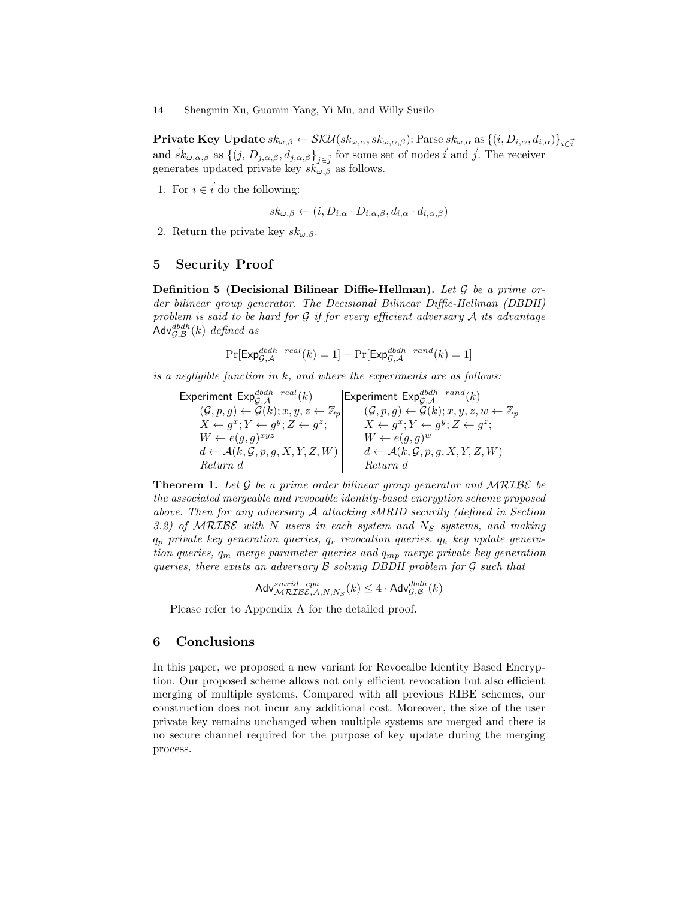**Private Key Update** $sk_{\omega,\beta} \leftarrow \mathcal{SKU}(sk_{\omega,\alpha}, sk_{\omega,\alpha,\beta})$: Parse $sk_{\omega,\alpha}$ as $\{(i, D_{i,\alpha}, d_{i,\alpha})\}_{i\in\vec{i}}$ and $\tilde{sk}_{\omega,\alpha,\beta}$ as $\{(j, D_{j,\alpha,\beta}, d_{j,\alpha,\beta}\}_{j\in\vec{j}}$ for some set of nodes $\vec{i}$ and $\vec{j}$. The receiver generates updated private key $sk_{\omega,\beta}$ as follows.

1. For $i \in \vec{i}$ do the following:

$$sk_{\omega,\beta} \leftarrow (i, D_{i,\alpha} \cdot D_{i,\alpha,\beta}, d_{i,\alpha} \cdot d_{i,\alpha,\beta})$$

2. Return the private key $sk_{\omega,\beta}$.

## 5 Security Proof

**Definition 5 (Decisional Bilinear Diffie-Hellman).** *Let $\mathcal{G}$ be a prime order bilinear group generator. The Decisional Bilinear Diffie-Hellman (DBDH) problem is said to be hard for $\mathcal{G}$ if for every efficient adversary $\mathcal{A}$ its advantage $\mathsf{Adv}^{dbdh}_{\mathcal{G},\mathcal{B}}(k)$ defined as*

$$\Pr[\mathsf{Exp}^{dbdh-real}_{\mathcal{G},\mathcal{A}}(k) = 1] - \Pr[\mathsf{Exp}^{dbdh-rand}_{\mathcal{G},\mathcal{A}}(k) = 1]$$

*is a negligible function in $k$, and where the experiments are as follows:*

| Experiment $\mathsf{Exp}^{dbdh-real}_{\mathcal{G},\mathcal{A}}(k)$ | Experiment $\mathsf{Exp}^{dbdh-rand}_{\mathcal{G},\mathcal{A}}(k)$ |
|---|---|
| $(\mathcal{G}, p, g) \leftarrow \mathcal{G}(k); x, y, z \leftarrow \mathbb{Z}_p$ | $(\mathcal{G}, p, g) \leftarrow \mathcal{G}(k); x, y, z, w \leftarrow \mathbb{Z}_p$ |
| $X \leftarrow g^x; Y \leftarrow g^y; Z \leftarrow g^z;$ | $X \leftarrow g^x; Y \leftarrow g^y; Z \leftarrow g^z;$ |
| $W \leftarrow e(g,g)^{xyz}$ | $W \leftarrow e(g,g)^{w}$ |
| $d \leftarrow \mathcal{A}(k, \mathcal{G}, p, g, X, Y, Z, W)$ | $d \leftarrow \mathcal{A}(k, \mathcal{G}, p, g, X, Y, Z, W)$ |
| *Return d* | *Return d* |

**Theorem 1.** *Let $\mathcal{G}$ be a prime order bilinear group generator and $\mathcal{MRIBE}$ be the associated mergeable and revocable identity-based encryption scheme proposed above. Then for any adversary $\mathcal{A}$ attacking sMRID security (defined in Section 3.2) of $\mathcal{MRIBE}$ with $N$ users in each system and $N_S$ systems, and making $q_p$ private key generation queries, $q_r$ revocation queries, $q_k$ key update generation queries, $q_m$ merge parameter queries and $q_{mp}$ merge private key generation queries, there exists an adversary $\mathcal{B}$ solving DBDH problem for $\mathcal{G}$ such that*

$$\mathsf{Adv}^{smrid-cpa}_{\mathcal{MRIBE},\mathcal{A},N,N_S}(k) \leq 4 \cdot \mathsf{Adv}^{dbdh}_{\mathcal{G},\mathcal{B}}(k)$$

Please refer to Appendix A for the detailed proof.

## 6 Conclusions

In this paper, we proposed a new variant for Revocalbe Identity Based Encryption. Our proposed scheme allows not only efficient revocation but also efficient merging of multiple systems. Compared with all previous RIBE schemes, our construction does not incur any additional cost. Moreover, the size of the user private key remains unchanged when multiple systems are merged and there is no secure channel required for the purpose of key update during the merging process.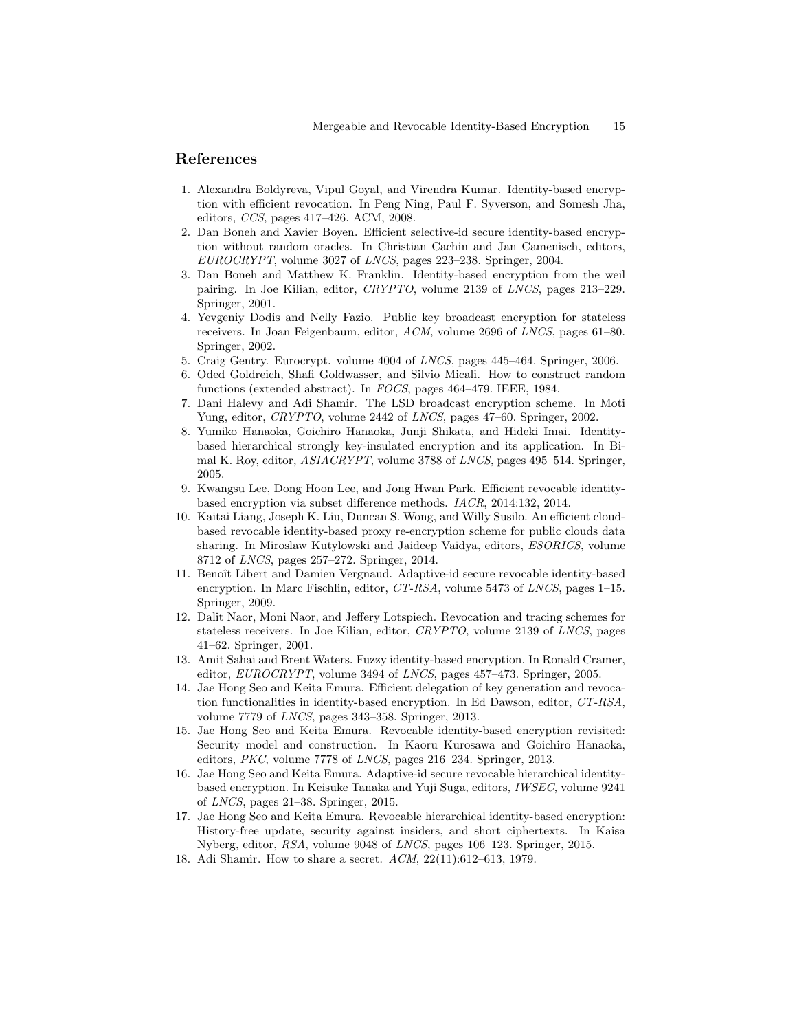## References

1. Alexandra Boldyreva, Vipul Goyal, and Virendra Kumar. Identity-based encryption with efficient revocation. In Peng Ning, Paul F. Syverson, and Somesh Jha, editors, *CCS*, pages 417–426. ACM, 2008.
2. Dan Boneh and Xavier Boyen. Efficient selective-id secure identity-based encryption without random oracles. In Christian Cachin and Jan Camenisch, editors, *EUROCRYPT*, volume 3027 of *LNCS*, pages 223–238. Springer, 2004.
3. Dan Boneh and Matthew K. Franklin. Identity-based encryption from the weil pairing. In Joe Kilian, editor, *CRYPTO*, volume 2139 of *LNCS*, pages 213–229. Springer, 2001.
4. Yevgeniy Dodis and Nelly Fazio. Public key broadcast encryption for stateless receivers. In Joan Feigenbaum, editor, *ACM*, volume 2696 of *LNCS*, pages 61–80. Springer, 2002.
5. Craig Gentry. Eurocrypt. volume 4004 of *LNCS*, pages 445–464. Springer, 2006.
6. Oded Goldreich, Shafi Goldwasser, and Silvio Micali. How to construct random functions (extended abstract). In *FOCS*, pages 464–479. IEEE, 1984.
7. Dani Halevy and Adi Shamir. The LSD broadcast encryption scheme. In Moti Yung, editor, *CRYPTO*, volume 2442 of *LNCS*, pages 47–60. Springer, 2002.
8. Yumiko Hanaoka, Goichiro Hanaoka, Junji Shikata, and Hideki Imai. Identity-based hierarchical strongly key-insulated encryption and its application. In Bimal K. Roy, editor, *ASIACRYPT*, volume 3788 of *LNCS*, pages 495–514. Springer, 2005.
9. Kwangsu Lee, Dong Hoon Lee, and Jong Hwan Park. Efficient revocable identity-based encryption via subset difference methods. *IACR*, 2014:132, 2014.
10. Kaitai Liang, Joseph K. Liu, Duncan S. Wong, and Willy Susilo. An efficient cloud-based revocable identity-based proxy re-encryption scheme for public clouds data sharing. In Miroslaw Kutylowski and Jaideep Vaidya, editors, *ESORICS*, volume 8712 of *LNCS*, pages 257–272. Springer, 2014.
11. Benoît Libert and Damien Vergnaud. Adaptive-id secure revocable identity-based encryption. In Marc Fischlin, editor, *CT-RSA*, volume 5473 of *LNCS*, pages 1–15. Springer, 2009.
12. Dalit Naor, Moni Naor, and Jeffery Lotspiech. Revocation and tracing schemes for stateless receivers. In Joe Kilian, editor, *CRYPTO*, volume 2139 of *LNCS*, pages 41–62. Springer, 2001.
13. Amit Sahai and Brent Waters. Fuzzy identity-based encryption. In Ronald Cramer, editor, *EUROCRYPT*, volume 3494 of *LNCS*, pages 457–473. Springer, 2005.
14. Jae Hong Seo and Keita Emura. Efficient delegation of key generation and revocation functionalities in identity-based encryption. In Ed Dawson, editor, *CT-RSA*, volume 7779 of *LNCS*, pages 343–358. Springer, 2013.
15. Jae Hong Seo and Keita Emura. Revocable identity-based encryption revisited: Security model and construction. In Kaoru Kurosawa and Goichiro Hanaoka, editors, *PKC*, volume 7778 of *LNCS*, pages 216–234. Springer, 2013.
16. Jae Hong Seo and Keita Emura. Adaptive-id secure revocable hierarchical identity-based encryption. In Keisuke Tanaka and Yuji Suga, editors, *IWSEC*, volume 9241 of *LNCS*, pages 21–38. Springer, 2015.
17. Jae Hong Seo and Keita Emura. Revocable hierarchical identity-based encryption: History-free update, security against insiders, and short ciphertexts. In Kaisa Nyberg, editor, *RSA*, volume 9048 of *LNCS*, pages 106–123. Springer, 2015.
18. Adi Shamir. How to share a secret. *ACM*, 22(11):612–613, 1979.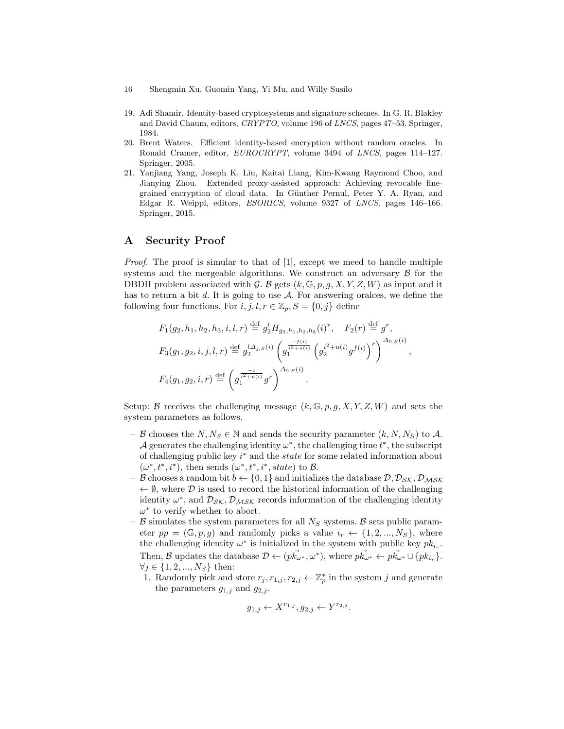19. Adi Shamir. Identity-based cryptosystems and signature schemes. In G. R. Blakley and David Chaum, editors, *CRYPTO*, volume 196 of *LNCS*, pages 47–53. Springer, 1984.
20. Brent Waters. Efficient identity-based encryption without random oracles. In Ronald Cramer, editor, *EUROCRYPT*, volume 3494 of *LNCS*, pages 114–127. Springer, 2005.
21. Yanjiang Yang, Joseph K. Liu, Kaitai Liang, Kim-Kwang Raymond Choo, and Jianying Zhou. Extended proxy-assisted approach: Achieving revocable fine-grained encryption of cloud data. In Günther Pernul, Peter Y. A. Ryan, and Edgar R. Weippl, editors, *ESORICS*, volume 9327 of *LNCS*, pages 146–166. Springer, 2015.

# A Security Proof

*Proof.* The proof is simular to that of [1], except we meed to handle multiple systems and the mergeable algorithms. We construct an adversary $\mathcal{B}$ for the DBDH problem associated with $\mathcal{G}$. $\mathcal{B}$ gets $(k, \mathbb{G}, p, g, X, Y, Z, W)$ as input and it has to return a bit $d$. It is going to use $\mathcal{A}$. For answering oralces, we define the following four functions. For $i, j, l, r \in \mathbb{Z}_p, S = \{0, j\}$ define

$$F_1(g_2, h_1, h_2, h_3, i, l, r) \stackrel{\text{def}}{=} g_2^l H_{g_2,h_1,h_2,h_3}(i)^r, \quad F_2(r) \stackrel{\text{def}}{=} g^r,$$

$$F_3(g_1, g_2, i, j, l, r) \stackrel{\text{def}}{=} g_2^{l\Delta_{j,S}(i)} \left( g_1^{\frac{-f(i)}{i^2+u(i)}} \left( g_2^{i^2+u(i)} g^{f(i)} \right)^r \right)^{\Delta_{0,S}(i)},$$

$$F_4(g_1, g_2, i, r) \stackrel{\text{def}}{=} \left( g_1^{\frac{-1}{i^2+u(i)}} g^r \right)^{\Delta_{0,S}(i)}.$$

Setup: $\mathcal{B}$ receives the challenging message $(k, \mathbb{G}, p, g, X, Y, Z, W)$ and sets the system parameters as follows.

- $\mathcal{B}$ chooses the $N, N_S \in \mathbb{N}$ and sends the security parameter $(k, N, N_S)$ to $\mathcal{A}$. $\mathcal{A}$ generates the challenging identity $\omega^*$, the challenging time $t^*$, the subscript of challenging public key $i^*$ and the *state* for some related information about $(\omega^*, t^*, i^*)$, then sends $(\omega^*, t^*, i^*, state)$ to $\mathcal{B}$.
- $\mathcal{B}$ chooses a random bit $b \leftarrow \{0, 1\}$ and initializes the database $\mathcal{D}, \mathcal{D}_{\mathcal{SK}}, \mathcal{D}_{\mathcal{MSK}} \leftarrow \emptyset$, where $\mathcal{D}$ is used to record the historical information of the challenging identity $\omega^*$, and $\mathcal{D}_{\mathcal{SK}}, \mathcal{D}_{\mathcal{MSK}}$ records information of the challenging identity $\omega^*$ to verify whether to abort.
- $\mathcal{B}$ simulates the system parameters for all $N_S$ systems. $\mathcal{B}$ sets public parameter $pp = (\mathbb{G}, p, g)$ and randomly picks a value $i_r \leftarrow \{1, 2, ..., N_S\}$, where the challenging identity $\omega^*$ is initialized in the system with public key $pk_{i_r}$. Then, $\mathcal{B}$ updates the database $\mathcal{D} \leftarrow (\vec{pk_{\omega^*}}, \omega^*)$, where $\vec{pk_{\omega^*}} \leftarrow \vec{pk_{\omega^*}} \cup \{pk_{i_r}\}$. $\forall j \in \{1, 2, ..., N_S\}$ then:
  1. Randomly pick and store $r_j, r_{1,j}, r_{2,j} \leftarrow \mathbb{Z}_p^*$ in the system $j$ and generate the parameters $g_{1,j}$ and $g_{2,j}$.

$$g_{1,j} \leftarrow X^{r_{1,j}}, g_{2,j} \leftarrow Y^{r_{2,j}}.$$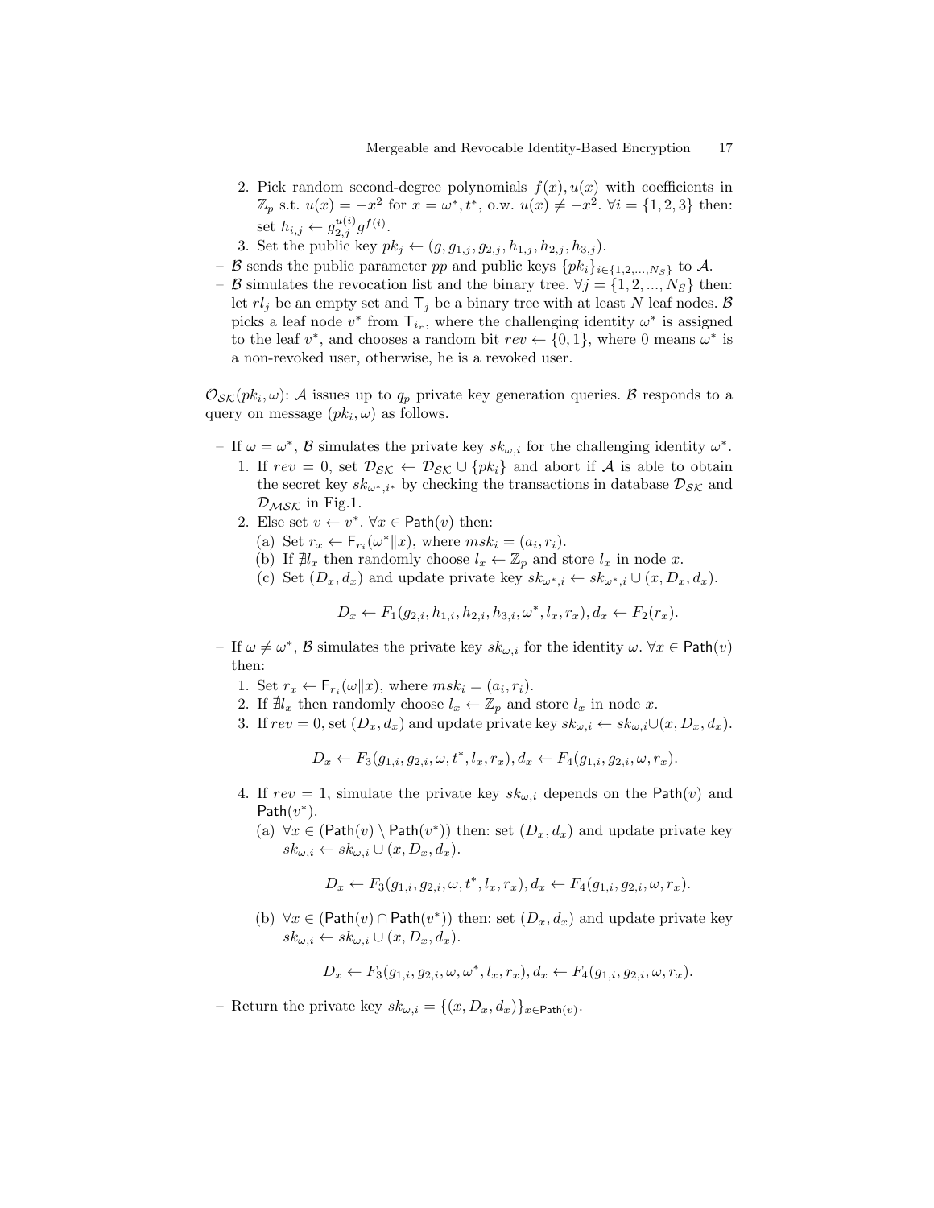2. Pick random second-degree polynomials $f(x), u(x)$ with coefficients in $\mathbb{Z}_p$ s.t. $u(x) = -x^2$ for $x = \omega^*, t^*$, o.w. $u(x) \neq -x^2$. $\forall i = \{1, 2, 3\}$ then: set $h_{i,j} \leftarrow g_{2,j}^{u(i)} g^{f(i)}$.
3. Set the public key $pk_j \leftarrow (g, g_{1,j}, g_{2,j}, h_{1,j}, h_{2,j}, h_{3,j})$.

- $\mathcal{B}$ sends the public parameter $pp$ and public keys $\{pk_i\}_{i \in \{1,2,...,N_S\}}$ to $\mathcal{A}$.
- $\mathcal{B}$ simulates the revocation list and the binary tree. $\forall j = \{1, 2, ..., N_S\}$ then: let $rl_j$ be an empty set and $\mathsf{T}_j$ be a binary tree with at least $N$ leaf nodes. $\mathcal{B}$ picks a leaf node $v^*$ from $\mathsf{T}_{i_r}$, where the challenging identity $\omega^*$ is assigned to the leaf $v^*$, and chooses a random bit $rev \leftarrow \{0, 1\}$, where 0 means $\omega^*$ is a non-revoked user, otherwise, he is a revoked user.

$\mathcal{O}_{\mathcal{SK}}(pk_i, \omega)$: $\mathcal{A}$ issues up to $q_p$ private key generation queries. $\mathcal{B}$ responds to a query on message $(pk_i, \omega)$ as follows.

- If $\omega = \omega^*$, $\mathcal{B}$ simulates the private key $sk_{\omega,i}$ for the challenging identity $\omega^*$.
  1. If $rev = 0$, set $\mathcal{D}_{\mathcal{SK}} \leftarrow \mathcal{D}_{\mathcal{SK}} \cup \{pk_i\}$ and abort if $\mathcal{A}$ is able to obtain the secret key $sk_{\omega^*,i^*}$ by checking the transactions in database $\mathcal{D}_{\mathcal{SK}}$ and $\mathcal{D}_{\mathcal{MSK}}$ in Fig.1.
  2. Else set $v \leftarrow v^*$. $\forall x \in \mathsf{Path}(v)$ then:
     (a) Set $r_x \leftarrow \mathsf{F}_{r_i}(\omega^* \| x)$, where $msk_i = (a_i, r_i)$.
     (b) If $\nexists l_x$ then randomly choose $l_x \leftarrow \mathbb{Z}_p$ and store $l_x$ in node $x$.
     (c) Set $(D_x, d_x)$ and update private key $sk_{\omega^*,i} \leftarrow sk_{\omega^*,i} \cup (x, D_x, d_x)$.

$$D_x \leftarrow F_1(g_{2,i}, h_{1,i}, h_{2,i}, h_{3,i}, \omega^*, l_x, r_x), d_x \leftarrow F_2(r_x).$$

- If $\omega \neq \omega^*$, $\mathcal{B}$ simulates the private key $sk_{\omega,i}$ for the identity $\omega$. $\forall x \in \mathsf{Path}(v)$ then:
  1. Set $r_x \leftarrow \mathsf{F}_{r_i}(\omega \| x)$, where $msk_i = (a_i, r_i)$.
  2. If $\nexists l_x$ then randomly choose $l_x \leftarrow \mathbb{Z}_p$ and store $l_x$ in node $x$.
  3. If $rev = 0$, set $(D_x, d_x)$ and update private key $sk_{\omega,i} \leftarrow sk_{\omega,i} \cup (x, D_x, d_x)$.

$$D_x \leftarrow F_3(g_{1,i}, g_{2,i}, \omega, t^*, l_x, r_x), d_x \leftarrow F_4(g_{1,i}, g_{2,i}, \omega, r_x).$$

  4. If $rev = 1$, simulate the private key $sk_{\omega,i}$ depends on the $\mathsf{Path}(v)$ and $\mathsf{Path}(v^*)$.
     (a) $\forall x \in (\mathsf{Path}(v) \setminus \mathsf{Path}(v^*))$ then: set $(D_x, d_x)$ and update private key $sk_{\omega,i} \leftarrow sk_{\omega,i} \cup (x, D_x, d_x)$.

$$D_x \leftarrow F_3(g_{1,i}, g_{2,i}, \omega, t^*, l_x, r_x), d_x \leftarrow F_4(g_{1,i}, g_{2,i}, \omega, r_x).$$

     (b) $\forall x \in (\mathsf{Path}(v) \cap \mathsf{Path}(v^*))$ then: set $(D_x, d_x)$ and update private key $sk_{\omega,i} \leftarrow sk_{\omega,i} \cup (x, D_x, d_x)$.

$$D_x \leftarrow F_3(g_{1,i}, g_{2,i}, \omega, \omega^*, l_x, r_x), d_x \leftarrow F_4(g_{1,i}, g_{2,i}, \omega, r_x).$$

- Return the private key $sk_{\omega,i} = \{(x, D_x, d_x)\}_{x \in \mathsf{Path}(v)}$.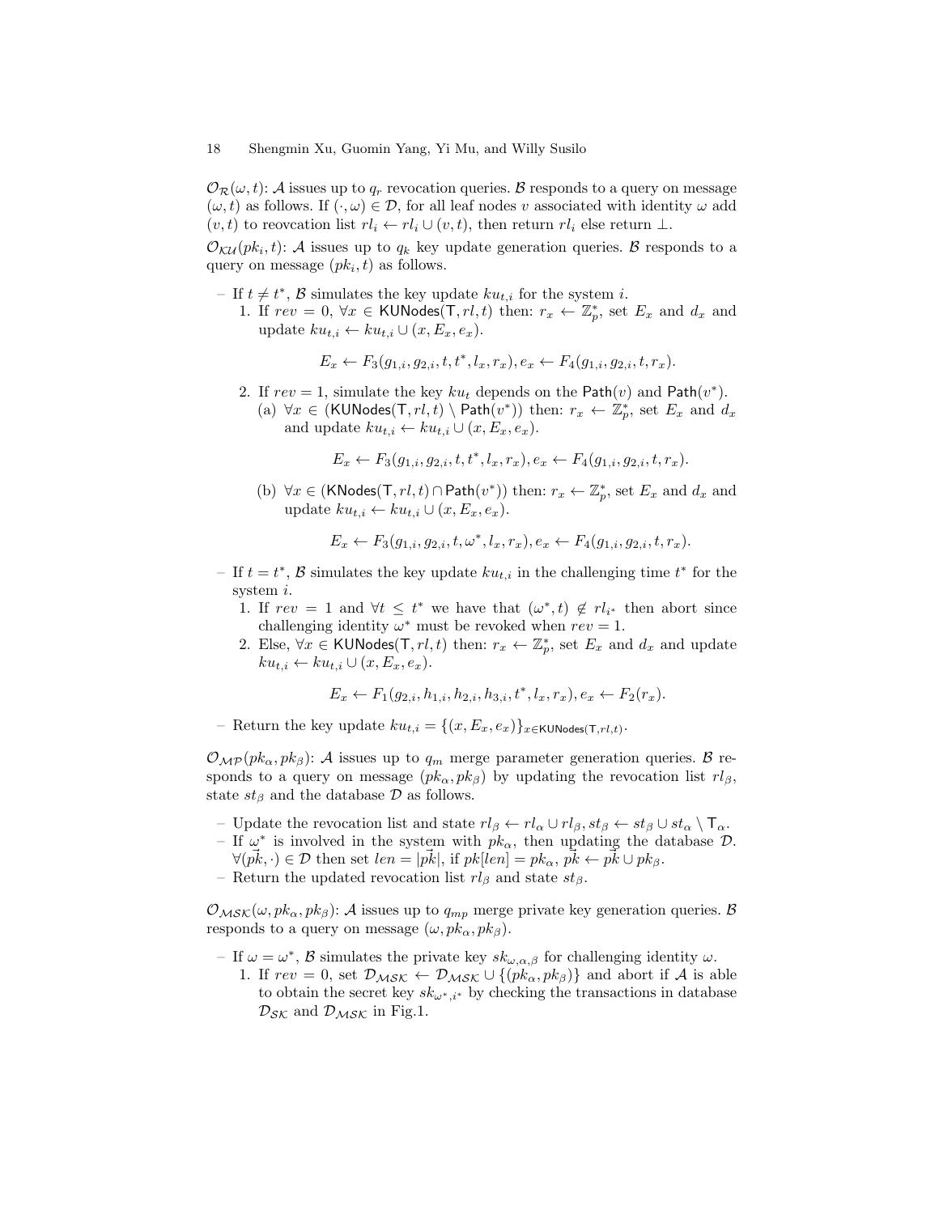$\mathcal{O}_{\mathcal{R}}(\omega, t)$: $\mathcal{A}$ issues up to $q_r$ revocation queries. $\mathcal{B}$ responds to a query on message $(\omega, t)$ as follows. If $(\cdot, \omega) \in \mathcal{D}$, for all leaf nodes $v$ associated with identity $\omega$ add $(v, t)$ to reovcation list $rl_i \leftarrow rl_i \cup (v, t)$, then return $rl_i$ else return $\perp$.

$\mathcal{O}_{\mathcal{KU}}(pk_i, t)$: $\mathcal{A}$ issues up to $q_k$ key update generation queries. $\mathcal{B}$ responds to a query on message $(pk_i, t)$ as follows.

- If $t \neq t^*$, $\mathcal{B}$ simulates the key update $ku_{t,i}$ for the system $i$.
  1. If $rev = 0$, $\forall x \in \mathsf{KUNodes}(\mathsf{T}, rl, t)$ then: $r_x \leftarrow \mathbb{Z}_p^*$, set $E_x$ and $d_x$ and update $ku_{t,i} \leftarrow ku_{t,i} \cup (x, E_x, e_x)$.
  $$E_x \leftarrow F_3(g_{1,i}, g_{2,i}, t, t^*, l_x, r_x), e_x \leftarrow F_4(g_{1,i}, g_{2,i}, t, r_x).$$
  2. If $rev = 1$, simulate the key $ku_t$ depends on the $\mathsf{Path}(v)$ and $\mathsf{Path}(v^*)$.
     (a) $\forall x \in (\mathsf{KUNodes}(\mathsf{T}, rl, t) \setminus \mathsf{Path}(v^*))$ then: $r_x \leftarrow \mathbb{Z}_p^*$, set $E_x$ and $d_x$ and update $ku_{t,i} \leftarrow ku_{t,i} \cup (x, E_x, e_x)$.
     $$E_x \leftarrow F_3(g_{1,i}, g_{2,i}, t, t^*, l_x, r_x), e_x \leftarrow F_4(g_{1,i}, g_{2,i}, t, r_x).$$
     (b) $\forall x \in (\mathsf{KNodes}(\mathsf{T}, rl, t) \cap \mathsf{Path}(v^*))$ then: $r_x \leftarrow \mathbb{Z}_p^*$, set $E_x$ and $d_x$ and update $ku_{t,i} \leftarrow ku_{t,i} \cup (x, E_x, e_x)$.
     $$E_x \leftarrow F_3(g_{1,i}, g_{2,i}, t, \omega^*, l_x, r_x), e_x \leftarrow F_4(g_{1,i}, g_{2,i}, t, r_x).$$
- If $t = t^*$, $\mathcal{B}$ simulates the key update $ku_{t,i}$ in the challenging time $t^*$ for the system $i$.
  1. If $rev = 1$ and $\forall t \leq t^*$ we have that $(\omega^*, t) \notin rl_{i^*}$ then abort since challenging identity $\omega^*$ must be revoked when $rev = 1$.
  2. Else, $\forall x \in \mathsf{KUNodes}(\mathsf{T}, rl, t)$ then: $r_x \leftarrow \mathbb{Z}_p^*$, set $E_x$ and $d_x$ and update $ku_{t,i} \leftarrow ku_{t,i} \cup (x, E_x, e_x)$.
  $$E_x \leftarrow F_1(g_{2,i}, h_{1,i}, h_{2,i}, h_{3,i}, t^*, l_x, r_x), e_x \leftarrow F_2(r_x).$$
- Return the key update $ku_{t,i} = \{(x, E_x, e_x)\}_{x \in \mathsf{KUNodes}(\mathsf{T}, rl, t)}$.

$\mathcal{O}_{\mathcal{MP}}(pk_\alpha, pk_\beta)$: $\mathcal{A}$ issues up to $q_m$ merge parameter generation queries. $\mathcal{B}$ responds to a query on message $(pk_\alpha, pk_\beta)$ by updating the revocation list $rl_\beta$, state $st_\beta$ and the database $\mathcal{D}$ as follows.

- Update the revocation list and state $rl_\beta \leftarrow rl_\alpha \cup rl_\beta, st_\beta \leftarrow st_\beta \cup st_\alpha \setminus \mathsf{T}_\alpha$.
- If $\omega^*$ is involved in the system with $pk_\alpha$, then updating the database $\mathcal{D}$. $\forall(\vec{pk}, \cdot) \in \mathcal{D}$ then set $len = |\vec{pk}|$, if $pk[len] = pk_\alpha$, $\vec{pk} \leftarrow \vec{pk} \cup pk_\beta$.
- Return the updated revocation list $rl_\beta$ and state $st_\beta$.

$\mathcal{O}_{\mathcal{MSK}}(\omega, pk_\alpha, pk_\beta)$: $\mathcal{A}$ issues up to $q_{mp}$ merge private key generation queries. $\mathcal{B}$ responds to a query on message $(\omega, pk_\alpha, pk_\beta)$.

- If $\omega = \omega^*$, $\mathcal{B}$ simulates the private key $sk_{\omega,\alpha,\beta}$ for challenging identity $\omega$.
  1. If $rev = 0$, set $\mathcal{D}_{\mathcal{MSK}} \leftarrow \mathcal{D}_{\mathcal{MSK}} \cup \{(pk_\alpha, pk_\beta)\}$ and abort if $\mathcal{A}$ is able to obtain the secret key $sk_{\omega^*,i^*}$ by checking the transactions in database $\mathcal{D}_{\mathcal{SK}}$ and $\mathcal{D}_{\mathcal{MSK}}$ in Fig.1.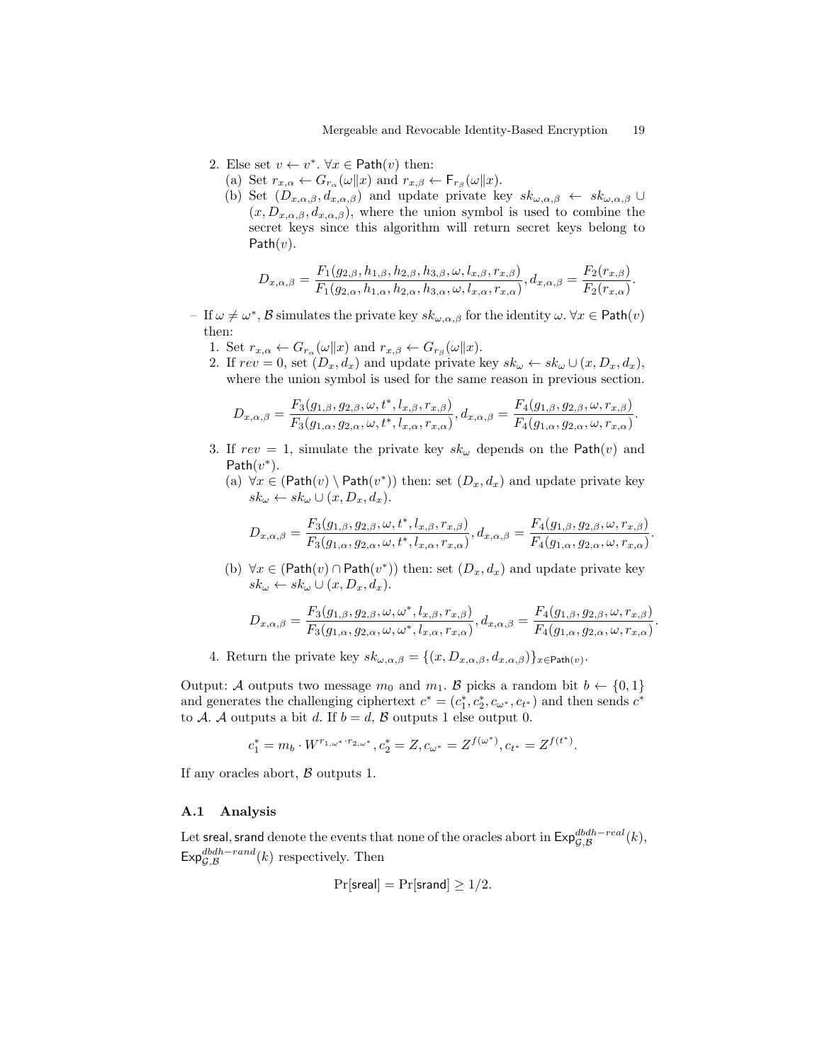2. Else set $v \leftarrow v^*$. $\forall x \in \mathsf{Path}(v)$ then:
   (a) Set $r_{x,\alpha} \leftarrow G_{r_\alpha}(\omega \| x)$ and $r_{x,\beta} \leftarrow \mathsf{F}_{r_\beta}(\omega \| x)$.
   (b) Set $(D_{x,\alpha,\beta}, d_{x,\alpha,\beta})$ and update private key $sk_{\omega,\alpha,\beta} \leftarrow sk_{\omega,\alpha,\beta} \cup (x, D_{x,\alpha,\beta}, d_{x,\alpha,\beta})$, where the union symbol is used to combine the secret keys since this algorithm will return secret keys belong to $\mathsf{Path}(v)$.

$$D_{x,\alpha,\beta} = \frac{F_1(g_{2,\beta}, h_{1,\beta}, h_{2,\beta}, h_{3,\beta}, \omega, l_{x,\beta}, r_{x,\beta})}{F_1(g_{2,\alpha}, h_{1,\alpha}, h_{2,\alpha}, h_{3,\alpha}, \omega, l_{x,\alpha}, r_{x,\alpha})}, d_{x,\alpha,\beta} = \frac{F_2(r_{x,\beta})}{F_2(r_{x,\alpha})}.$$

– If $\omega \neq \omega^*$, $\mathcal{B}$ simulates the private key $sk_{\omega,\alpha,\beta}$ for the identity $\omega$. $\forall x \in \mathsf{Path}(v)$ then:
  1. Set $r_{x,\alpha} \leftarrow G_{r_\alpha}(\omega \| x)$ and $r_{x,\beta} \leftarrow G_{r_\beta}(\omega \| x)$.
  2. If $rev = 0$, set $(D_x, d_x)$ and update private key $sk_\omega \leftarrow sk_\omega \cup (x, D_x, d_x)$, where the union symbol is used for the same reason in previous section.

$$D_{x,\alpha,\beta} = \frac{F_3(g_{1,\beta}, g_{2,\beta}, \omega, t^*, l_{x,\beta}, r_{x,\beta})}{F_3(g_{1,\alpha}, g_{2,\alpha}, \omega, t^*, l_{x,\alpha}, r_{x,\alpha})}, d_{x,\alpha,\beta} = \frac{F_4(g_{1,\beta}, g_{2,\beta}, \omega, r_{x,\beta})}{F_4(g_{1,\alpha}, g_{2,\alpha}, \omega, r_{x,\alpha})}.$$

  3. If $rev = 1$, simulate the private key $sk_\omega$ depends on the $\mathsf{Path}(v)$ and $\mathsf{Path}(v^*)$.
     (a) $\forall x \in (\mathsf{Path}(v) \setminus \mathsf{Path}(v^*))$ then: set $(D_x, d_x)$ and update private key $sk_\omega \leftarrow sk_\omega \cup (x, D_x, d_x)$.

$$D_{x,\alpha,\beta} = \frac{F_3(g_{1,\beta}, g_{2,\beta}, \omega, t^*, l_{x,\beta}, r_{x,\beta})}{F_3(g_{1,\alpha}, g_{2,\alpha}, \omega, t^*, l_{x,\alpha}, r_{x,\alpha})}, d_{x,\alpha,\beta} = \frac{F_4(g_{1,\beta}, g_{2,\beta}, \omega, r_{x,\beta})}{F_4(g_{1,\alpha}, g_{2,\alpha}, \omega, r_{x,\alpha})}.$$

     (b) $\forall x \in (\mathsf{Path}(v) \cap \mathsf{Path}(v^*))$ then: set $(D_x, d_x)$ and update private key $sk_\omega \leftarrow sk_\omega \cup (x, D_x, d_x)$.

$$D_{x,\alpha,\beta} = \frac{F_3(g_{1,\beta}, g_{2,\beta}, \omega, \omega^*, l_{x,\beta}, r_{x,\beta})}{F_3(g_{1,\alpha}, g_{2,\alpha}, \omega, \omega^*, l_{x,\alpha}, r_{x,\alpha})}, d_{x,\alpha,\beta} = \frac{F_4(g_{1,\beta}, g_{2,\beta}, \omega, r_{x,\beta})}{F_4(g_{1,\alpha}, g_{2,\alpha}, \omega, r_{x,\alpha})}.$$

  4. Return the private key $sk_{\omega,\alpha,\beta} = \{(x, D_{x,\alpha,\beta}, d_{x,\alpha,\beta})\}_{x \in \mathsf{Path}(v)}$.

Output: $\mathcal{A}$ outputs two message $m_0$ and $m_1$. $\mathcal{B}$ picks a random bit $b \leftarrow \{0, 1\}$ and generates the challenging ciphertext $c^* = (c_1^*, c_2^*, c_{\omega^*}, c_{t^*})$ and then sends $c^*$ to $\mathcal{A}$. $\mathcal{A}$ outputs a bit $d$. If $b = d$, $\mathcal{B}$ outputs 1 else output 0.

$$c_1^* = m_b \cdot W^{r_{1,\omega^*} \cdot r_{2,\omega^*}}, c_2^* = Z, c_{\omega^*} = Z^{f(\omega^*)}, c_{t^*} = Z^{f(t^*)}.$$

If any oracles abort, $\mathcal{B}$ outputs 1.

### A.1 Analysis

Let $\mathsf{sreal}, \mathsf{srand}$ denote the events that none of the oracles abort in $\mathsf{Exp}_{\mathcal{G},\mathcal{B}}^{dbdh-real}(k)$, $\mathsf{Exp}_{\mathcal{G},\mathcal{B}}^{dbdh-rand}(k)$ respectively. Then

$$\Pr[\mathsf{sreal}] = \Pr[\mathsf{srand}] \geq 1/2.$$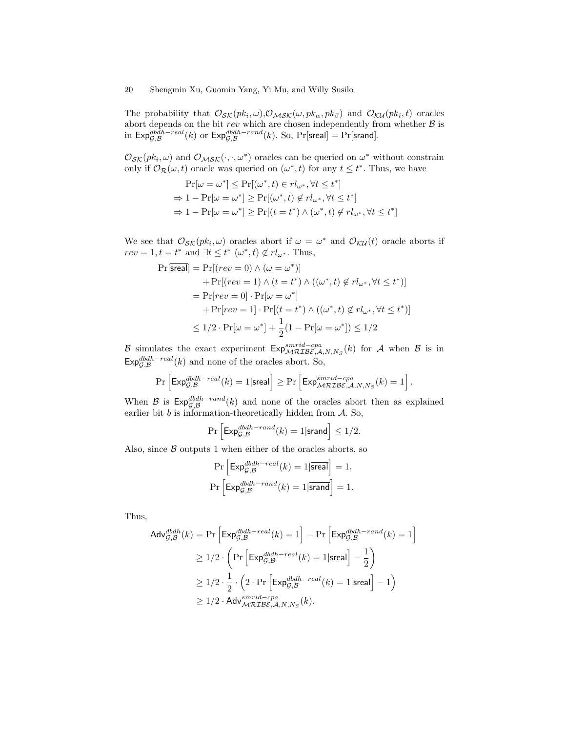The probability that $\mathcal{O}_{\mathcal{SK}}(pk_i, \omega)$,$\mathcal{O}_{\mathcal{MSK}}(\omega, pk_\alpha, pk_\beta)$ and $\mathcal{O}_{\mathcal{KU}}(pk_i, t)$ oracles abort depends on the bit $rev$ which are chosen independently from whether $\mathcal{B}$ is in $\mathsf{Exp}^{dbdh-real}_{\mathcal{G},\mathcal{B}}(k)$ or $\mathsf{Exp}^{dbdh-rand}_{\mathcal{G},\mathcal{B}}(k)$. So, $\Pr[\mathsf{sreal}] = \Pr[\mathsf{srand}]$.

$\mathcal{O}_{\mathcal{SK}}(pk_i, \omega)$ and $\mathcal{O}_{\mathcal{MSK}}(\cdot, \cdot, \omega^*)$ oracles can be queried on $\omega^*$ without constrain only if $\mathcal{O}_{\mathcal{R}}(\omega, t)$ oracle was queried on $(\omega^*, t)$ for any $t \leq t^*$. Thus, we have

$$
\begin{aligned}
&\Pr[\omega = \omega^*] \leq \Pr[(\omega^*, t) \in rl_{\omega^*}, \forall t \leq t^*] \\
\Rightarrow\ & 1 - \Pr[\omega = \omega^*] \geq \Pr[(\omega^*, t) \notin rl_{\omega^*}, \forall t \leq t^*] \\
\Rightarrow\ & 1 - \Pr[\omega = \omega^*] \geq \Pr[(t = t^*) \wedge (\omega^*, t) \notin rl_{\omega^*}, \forall t \leq t^*]
\end{aligned}
$$

We see that $\mathcal{O}_{\mathcal{SK}}(pk_i, \omega)$ oracles abort if $\omega = \omega^*$ and $\mathcal{O}_{\mathcal{KU}}(t)$ oracle aborts if $rev = 1, t = t^*$ and $\exists t \leq t^*$ $(\omega^*, t) \notin rl_{\omega^*}$. Thus,

$$
\begin{aligned}
\Pr[\overline{\mathsf{sreal}}] &= \Pr[(rev = 0) \wedge (\omega = \omega^*)] \\
&\quad + \Pr[(rev = 1) \wedge (t = t^*) \wedge ((\omega^*, t) \notin rl_{\omega^*}, \forall t \leq t^*)] \\
&= \Pr[rev = 0] \cdot \Pr[\omega = \omega^*] \\
&\quad + \Pr[rev = 1] \cdot \Pr[(t = t^*) \wedge ((\omega^*, t) \notin rl_{\omega^*}, \forall t \leq t^*)] \\
&\leq 1/2 \cdot \Pr[\omega = \omega^*] + \frac{1}{2}(1 - \Pr[\omega = \omega^*]) \leq 1/2
\end{aligned}
$$

$\mathcal{B}$ simulates the exact experiment $\mathsf{Exp}^{smrid-cpa}_{\mathcal{MRIBE},\mathcal{A},N,N_S}(k)$ for $\mathcal{A}$ when $\mathcal{B}$ is in $\mathsf{Exp}^{dbdh-real}_{\mathcal{G},\mathcal{B}}(k)$ and none of the oracles abort. So,

$$
\Pr\left[\mathsf{Exp}^{dbdh-real}_{\mathcal{G},\mathcal{B}}(k) = 1 | \mathsf{sreal}\right] \geq \Pr\left[\mathsf{Exp}^{smrid-cpa}_{\mathcal{MRIBE},\mathcal{A},N,N_S}(k) = 1\right].
$$

When $\mathcal{B}$ is $\mathsf{Exp}^{dbdh-rand}_{\mathcal{G},\mathcal{B}}(k)$ and none of the oracles abort then as explained earlier bit $b$ is information-theoretically hidden from $\mathcal{A}$. So,

$$
\Pr\left[\mathsf{Exp}^{dbdh-rand}_{\mathcal{G},\mathcal{B}}(k) = 1 | \mathsf{srand}\right] \leq 1/2.
$$

Also, since $\mathcal{B}$ outputs 1 when either of the oracles aborts, so

$$
\Pr\left[\mathsf{Exp}^{dbdh-real}_{\mathcal{G},\mathcal{B}}(k) = 1 | \overline{\mathsf{sreal}}\right] = 1,
$$
$$
\Pr\left[\mathsf{Exp}^{dbdh-rand}_{\mathcal{G},\mathcal{B}}(k) = 1 | \overline{\mathsf{srand}}\right] = 1.
$$

Thus,

$$
\begin{aligned}
\mathsf{Adv}^{dbdh}_{\mathcal{G},\mathcal{B}}(k) &= \Pr\left[\mathsf{Exp}^{dbdh-real}_{\mathcal{G},\mathcal{B}}(k) = 1\right] - \Pr\left[\mathsf{Exp}^{dbdh-rand}_{\mathcal{G},\mathcal{B}}(k) = 1\right] \\
&\geq 1/2 \cdot \left(\Pr\left[\mathsf{Exp}^{dbdh-real}_{\mathcal{G},\mathcal{B}}(k) = 1 | \mathsf{sreal}\right] - \frac{1}{2}\right) \\
&\geq 1/2 \cdot \frac{1}{2} \cdot \left(2 \cdot \Pr\left[\mathsf{Exp}^{dbdh-real}_{\mathcal{G},\mathcal{B}}(k) = 1 | \mathsf{sreal}\right] - 1\right) \\
&\geq 1/2 \cdot \mathsf{Adv}^{smrid-cpa}_{\mathcal{MRIBE},\mathcal{A},N,N_S}(k).
\end{aligned}
$$